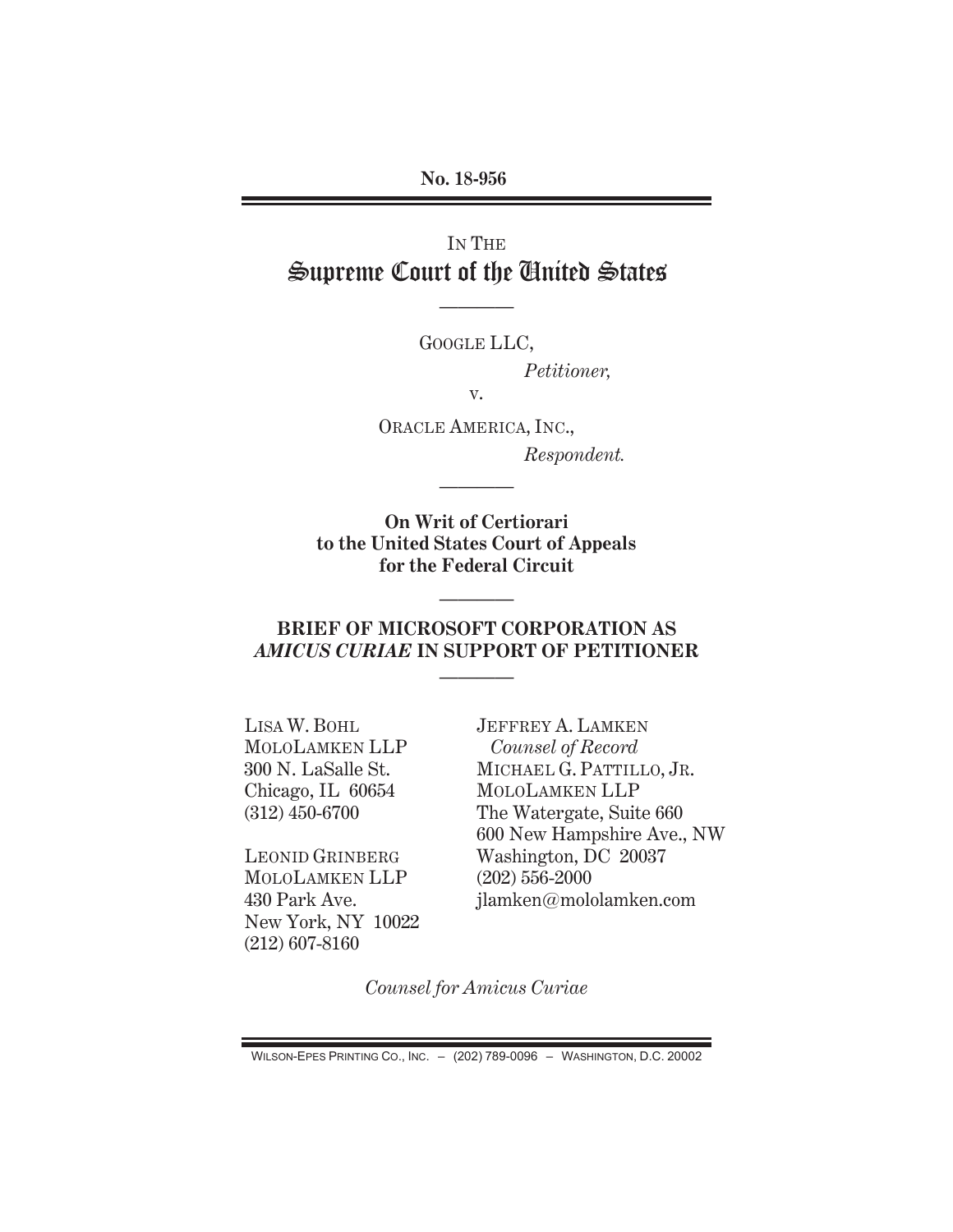No. 18-956

IN THE
# Supreme Court of the United States

---

GOOGLE LLC,

*Petitioner,*

v.

ORACLE AMERICA, INC.,

*Respondent.*

---

**On Writ of Certiorari to the United States Court of Appeals for the Federal Circuit**

---

## BRIEF OF MICROSOFT CORPORATION AS *AMICUS CURIAE* IN SUPPORT OF PETITIONER

---

LISA W. BOHL
MOLOLAMKEN LLP
300 N. LaSalle St.
Chicago, IL 60654
(312) 450-6700

LEONID GRINBERG
MOLOLAMKEN LLP
430 Park Ave.
New York, NY 10022
(212) 607-8160

JEFFREY A. LAMKEN
*Counsel of Record*
MICHAEL G. PATTILLO, JR.
MOLOLAMKEN LLP
The Watergate, Suite 660
600 New Hampshire Ave., NW
Washington, DC 20037
(202) 556-2000
jlamken@mololamken.com

*Counsel for Amicus Curiae*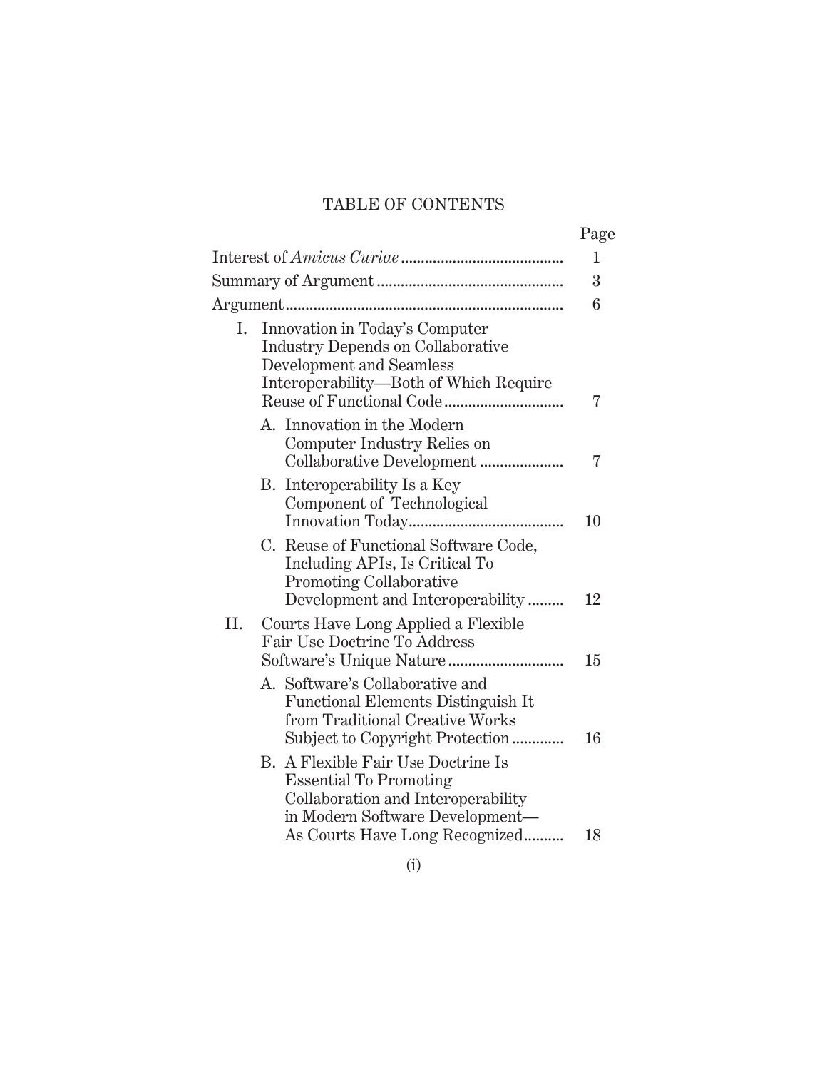# TABLE OF CONTENTS

| | Page |
|---|---|
| Interest of *Amicus Curiae* | 1 |
| Summary of Argument | 3 |
| Argument | 6 |
| I. Innovation in Today's Computer Industry Depends on Collaborative Development and Seamless Interoperability—Both of Which Require Reuse of Functional Code | 7 |
| A. Innovation in the Modern Computer Industry Relies on Collaborative Development | 7 |
| B. Interoperability Is a Key Component of Technological Innovation Today | 10 |
| C. Reuse of Functional Software Code, Including APIs, Is Critical To Promoting Collaborative Development and Interoperability | 12 |
| II. Courts Have Long Applied a Flexible Fair Use Doctrine To Address Software's Unique Nature | 15 |
| A. Software's Collaborative and Functional Elements Distinguish It from Traditional Creative Works Subject to Copyright Protection | 16 |
| B. A Flexible Fair Use Doctrine Is Essential To Promoting Collaboration and Interoperability in Modern Software Development—As Courts Have Long Recognized | 18 |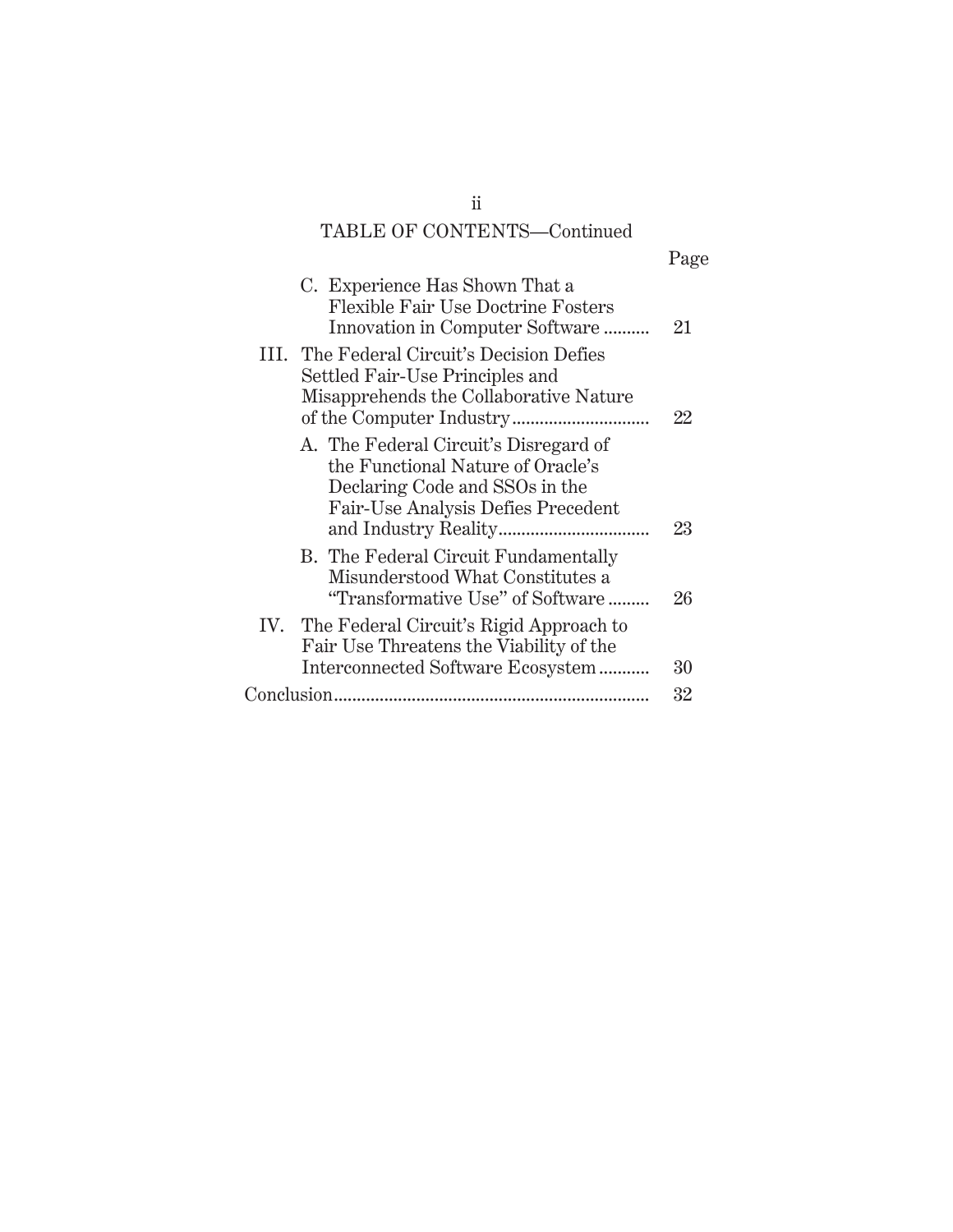## TABLE OF CONTENTS—Continued

| | Page |
|---|---|
| C. Experience Has Shown That a Flexible Fair Use Doctrine Fosters Innovation in Computer Software | 21 |
| III. The Federal Circuit's Decision Defies Settled Fair-Use Principles and Misapprehends the Collaborative Nature of the Computer Industry | 22 |
| A. The Federal Circuit's Disregard of the Functional Nature of Oracle's Declaring Code and SSOs in the Fair-Use Analysis Defies Precedent and Industry Reality | 23 |
| B. The Federal Circuit Fundamentally Misunderstood What Constitutes a "Transformative Use" of Software | 26 |
| IV. The Federal Circuit's Rigid Approach to Fair Use Threatens the Viability of the Interconnected Software Ecosystem | 30 |
| Conclusion | 32 |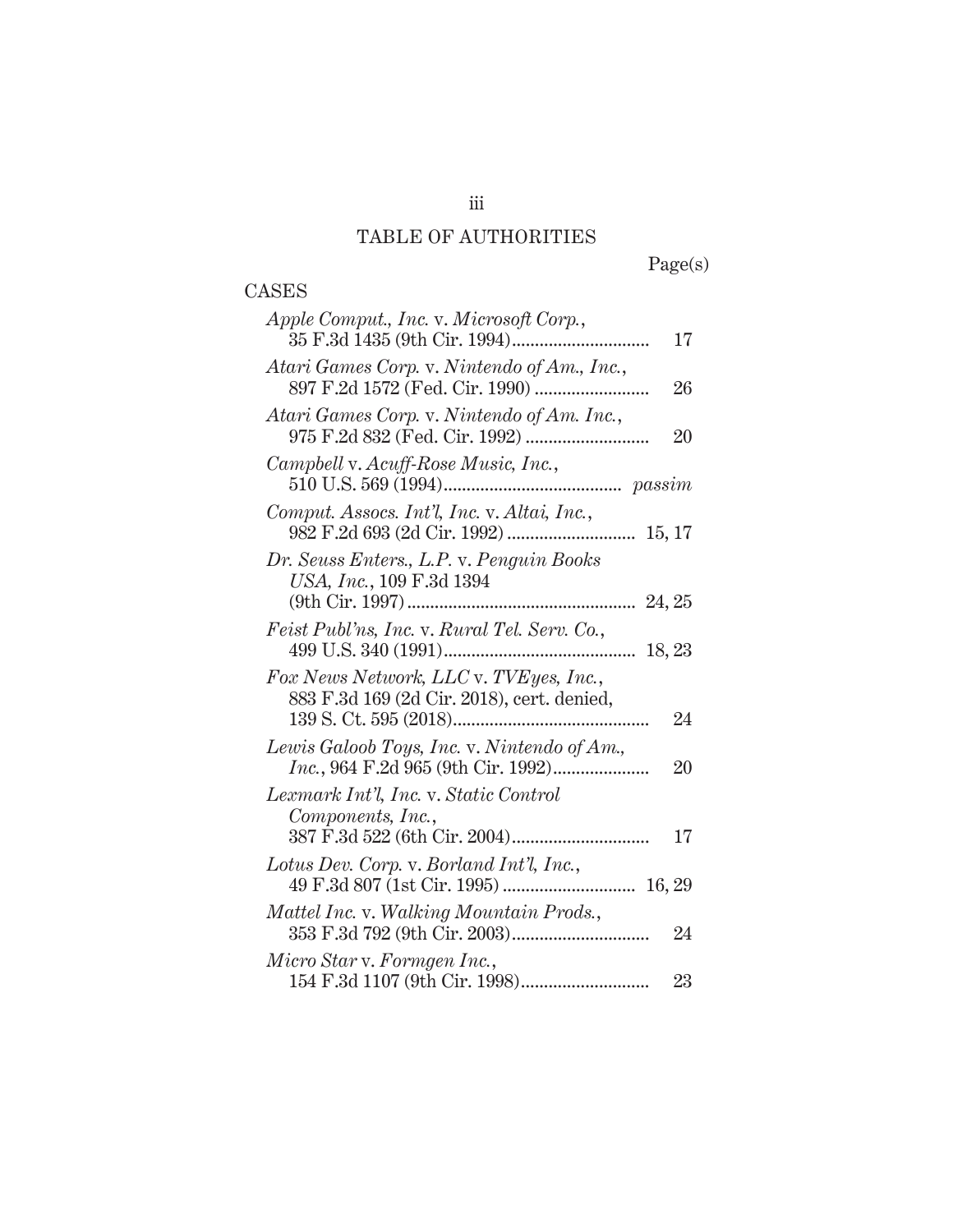# TABLE OF AUTHORITIES

Page(s)

## CASES

*Apple Comput., Inc.* v. *Microsoft Corp.*, 35 F.3d 1435 (9th Cir. 1994) .......... 17

*Atari Games Corp.* v. *Nintendo of Am., Inc.*, 897 F.2d 1572 (Fed. Cir. 1990) .......... 26

*Atari Games Corp.* v. *Nintendo of Am. Inc.*, 975 F.2d 832 (Fed. Cir. 1992) .......... 20

*Campbell* v. *Acuff-Rose Music, Inc.*, 510 U.S. 569 (1994) .......... *passim*

*Comput. Assocs. Int'l, Inc.* v. *Altai, Inc.*, 982 F.2d 693 (2d Cir. 1992) .......... 15, 17

*Dr. Seuss Enters., L.P.* v. *Penguin Books USA, Inc.*, 109 F.3d 1394 (9th Cir. 1997) .......... 24, 25

*Feist Publ'ns, Inc.* v. *Rural Tel. Serv. Co.*, 499 U.S. 340 (1991) .......... 18, 23

*Fox News Network, LLC* v. *TVEyes, Inc.*, 883 F.3d 169 (2d Cir. 2018), cert. denied, 139 S. Ct. 595 (2018) .......... 24

*Lewis Galoob Toys, Inc.* v. *Nintendo of Am., Inc.*, 964 F.2d 965 (9th Cir. 1992) .......... 20

*Lexmark Int'l, Inc.* v. *Static Control Components, Inc.*, 387 F.3d 522 (6th Cir. 2004) .......... 17

*Lotus Dev. Corp.* v. *Borland Int'l, Inc.*, 49 F.3d 807 (1st Cir. 1995) .......... 16, 29

*Mattel Inc.* v. *Walking Mountain Prods.*, 353 F.3d 792 (9th Cir. 2003) .......... 24

*Micro Star* v. *Formgen Inc.*, 154 F.3d 1107 (9th Cir. 1998) .......... 23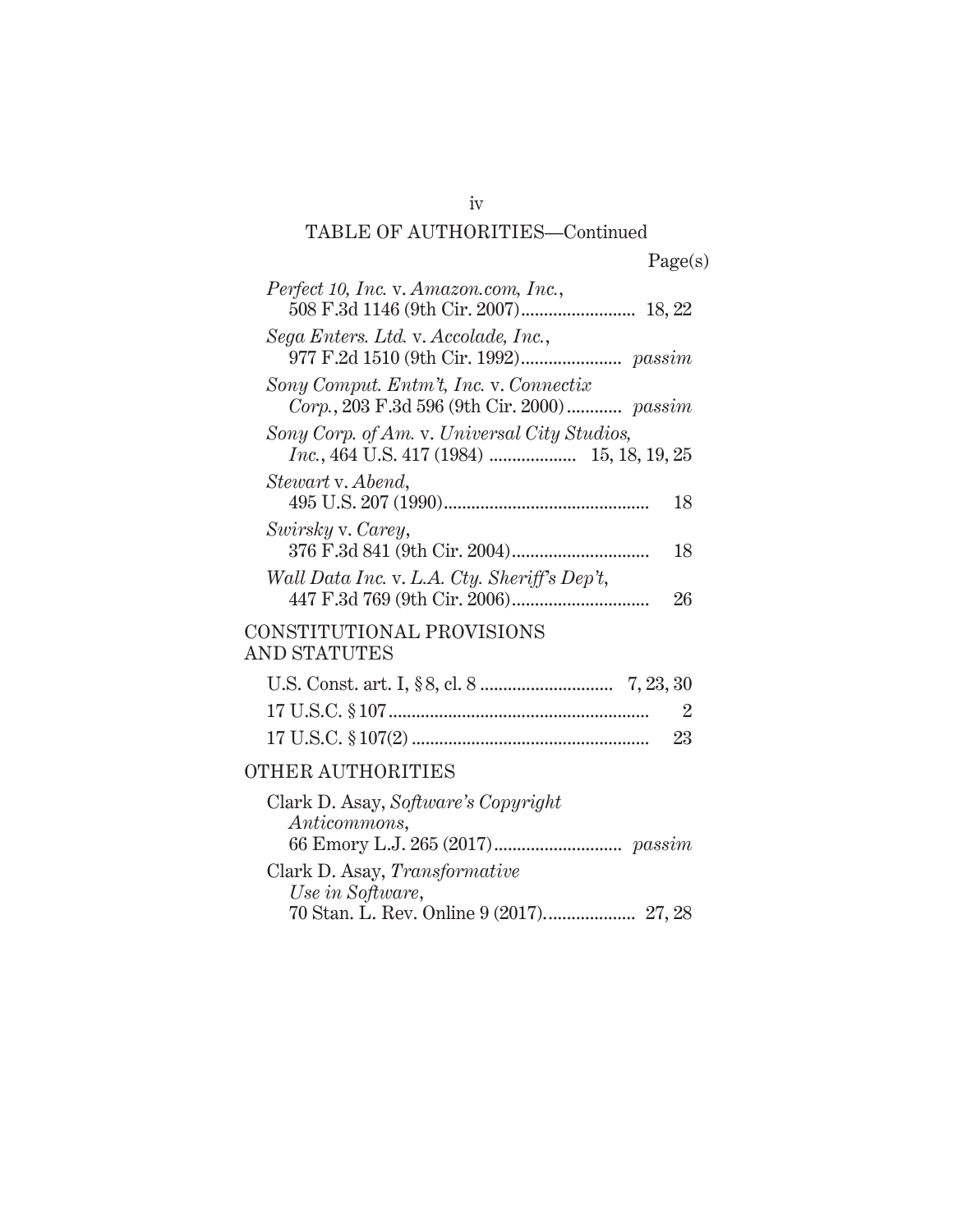## TABLE OF AUTHORITIES—Continued

Page(s)

*Perfect 10, Inc.* v. *Amazon.com, Inc.*, 508 F.3d 1146 (9th Cir. 2007)........................ 18, 22

*Sega Enters. Ltd.* v. *Accolade, Inc.*, 977 F.2d 1510 (9th Cir. 1992)..................... *passim*

*Sony Comput. Entm't, Inc.* v. *Connectix Corp.*, 203 F.3d 596 (9th Cir. 2000)........... *passim*

*Sony Corp. of Am.* v. *Universal City Studios, Inc.*, 464 U.S. 417 (1984) .................. 15, 18, 19, 25

*Stewart* v. *Abend*, 495 U.S. 207 (1990)............................................ 18

*Swirsky* v. *Carey*, 376 F.3d 841 (9th Cir. 2004)............................. 18

*Wall Data Inc.* v. *L.A. Cty. Sheriff's Dep't*, 447 F.3d 769 (9th Cir. 2006)............................. 26

### CONSTITUTIONAL PROVISIONS AND STATUTES

U.S. Const. art. I, § 8, cl. 8 ............................ 7, 23, 30

17 U.S.C. § 107........................................................ 2

17 U.S.C. § 107(2) .................................................. 23

### OTHER AUTHORITIES

Clark D. Asay, *Software's Copyright Anticommons*, 66 Emory L.J. 265 (2017)........................... *passim*

Clark D. Asay, *Transformative Use in Software*, 70 Stan. L. Rev. Online 9 (2017)................... 27, 28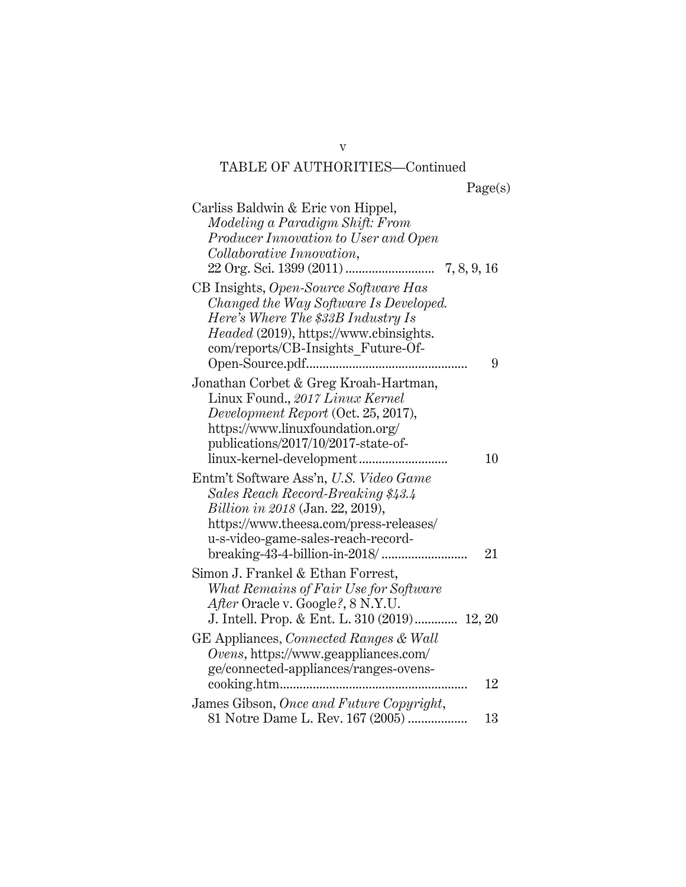TABLE OF AUTHORITIES—Continued

Page(s)

Carliss Baldwin & Eric von Hippel, *Modeling a Paradigm Shift: From Producer Innovation to User and Open Collaborative Innovation*, 22 Org. Sci. 1399 (2011) .......................... 7, 8, 9, 16

CB Insights, *Open-Source Software Has Changed the Way Software Is Developed. Here's Where The $33B Industry Is Headed* (2019), https://www.cbinsights.com/reports/CB-Insights_Future-Of-Open-Source.pdf................................................ 9

Jonathan Corbet & Greg Kroah-Hartman, Linux Found., *2017 Linux Kernel Development Report* (Oct. 25, 2017), https://www.linuxfoundation.org/publications/2017/10/2017-state-of-linux-kernel-development.......................... 10

Entm't Software Ass'n, *U.S. Video Game Sales Reach Record-Breaking $43.4 Billion in 2018* (Jan. 22, 2019), https://www.theesa.com/press-releases/u-s-video-game-sales-reach-record-breaking-43-4-billion-in-2018/ .......................... 21

Simon J. Frankel & Ethan Forrest, *What Remains of Fair Use for Software After* Oracle v. Google*?*, 8 N.Y.U. J. Intell. Prop. & Ent. L. 310 (2019)............. 12, 20

GE Appliances, *Connected Ranges & Wall Ovens*, https://www.geappliances.com/ge/connected-appliances/ranges-ovens-cooking.htm......................................................... 12

James Gibson, *Once and Future Copyright*, 81 Notre Dame L. Rev. 167 (2005) .................. 13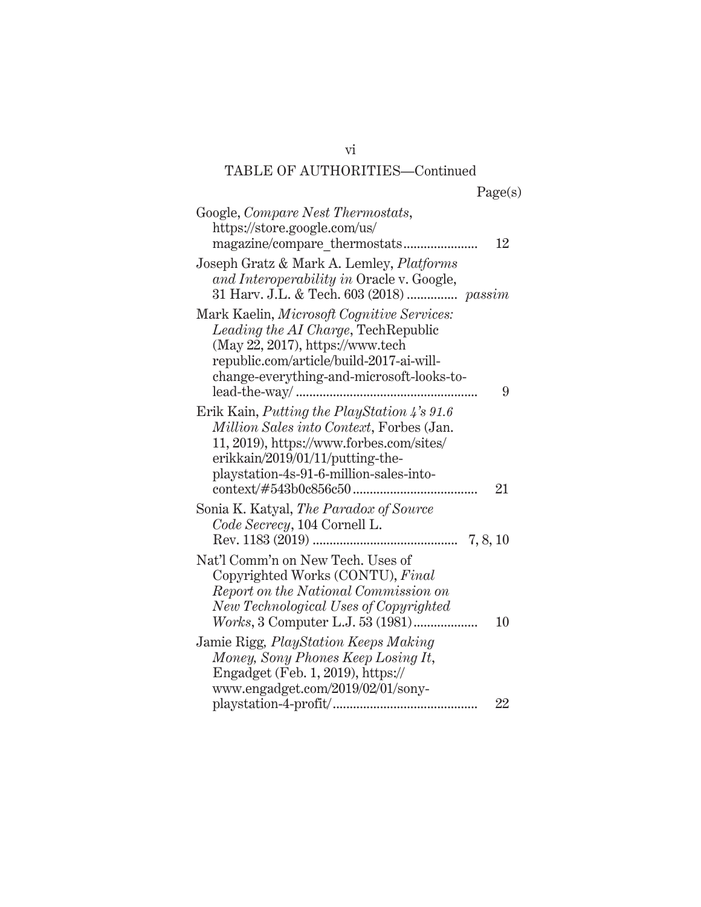## TABLE OF AUTHORITIES—Continued

| | Page(s) |
|---|---|
| Google, *Compare Nest Thermostats*, https://store.google.com/us/magazine/compare_thermostats | 12 |
| Joseph Gratz & Mark A. Lemley, *Platforms and Interoperability in* Oracle v. Google, 31 Harv. J.L. & Tech. 603 (2018) | *passim* |
| Mark Kaelin, *Microsoft Cognitive Services: Leading the AI Charge*, TechRepublic (May 22, 2017), https://www.techrepublic.com/article/build-2017-ai-will-change-everything-and-microsoft-looks-to-lead-the-way/ | 9 |
| Erik Kain, *Putting the PlayStation 4's 91.6 Million Sales into Context*, Forbes (Jan. 11, 2019), https://www.forbes.com/sites/erikkain/2019/01/11/putting-the-playstation-4s-91-6-million-sales-into-context/#543b0c856c50 | 21 |
| Sonia K. Katyal, *The Paradox of Source Code Secrecy*, 104 Cornell L. Rev. 1183 (2019) | 7, 8, 10 |
| Nat'l Comm'n on New Tech. Uses of Copyrighted Works (CONTU), *Final Report on the National Commission on New Technological Uses of Copyrighted Works*, 3 Computer L.J. 53 (1981) | 10 |
| Jamie Rigg, *PlayStation Keeps Making Money, Sony Phones Keep Losing It*, Engadget (Feb. 1, 2019), https://www.engadget.com/2019/02/01/sony-playstation-4-profit/ | 22 |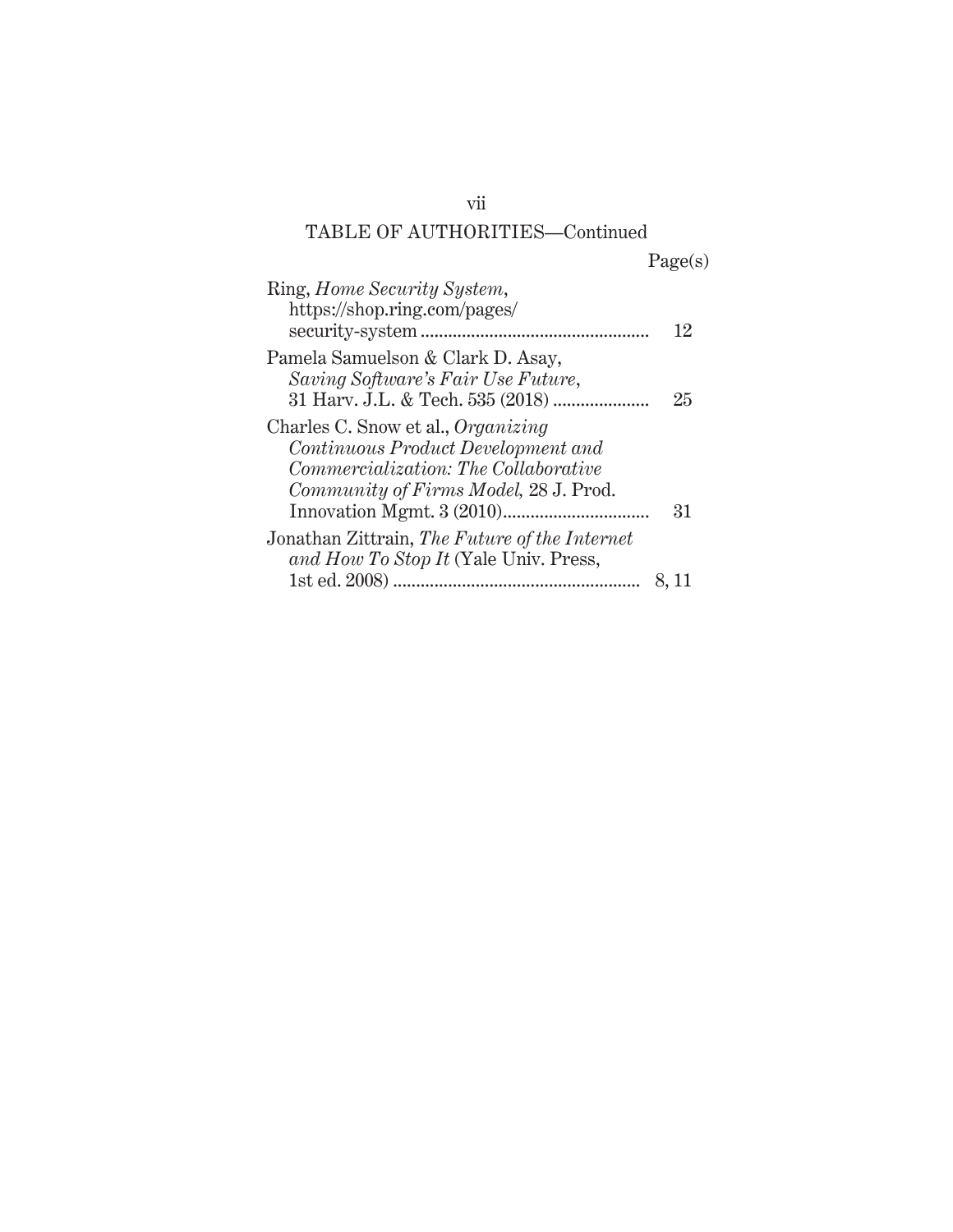TABLE OF AUTHORITIES—Continued

| | Page(s) |
|---|---|
| Ring, *Home Security System*, https://shop.ring.com/pages/security-system | 12 |
| Pamela Samuelson & Clark D. Asay, *Saving Software's Fair Use Future*, 31 Harv. J.L. & Tech. 535 (2018) | 25 |
| Charles C. Snow et al., *Organizing Continuous Product Development and Commercialization: The Collaborative Community of Firms Model,* 28 J. Prod. Innovation Mgmt. 3 (2010) | 31 |
| Jonathan Zittrain, *The Future of the Internet and How To Stop It* (Yale Univ. Press, 1st ed. 2008) | 8, 11 |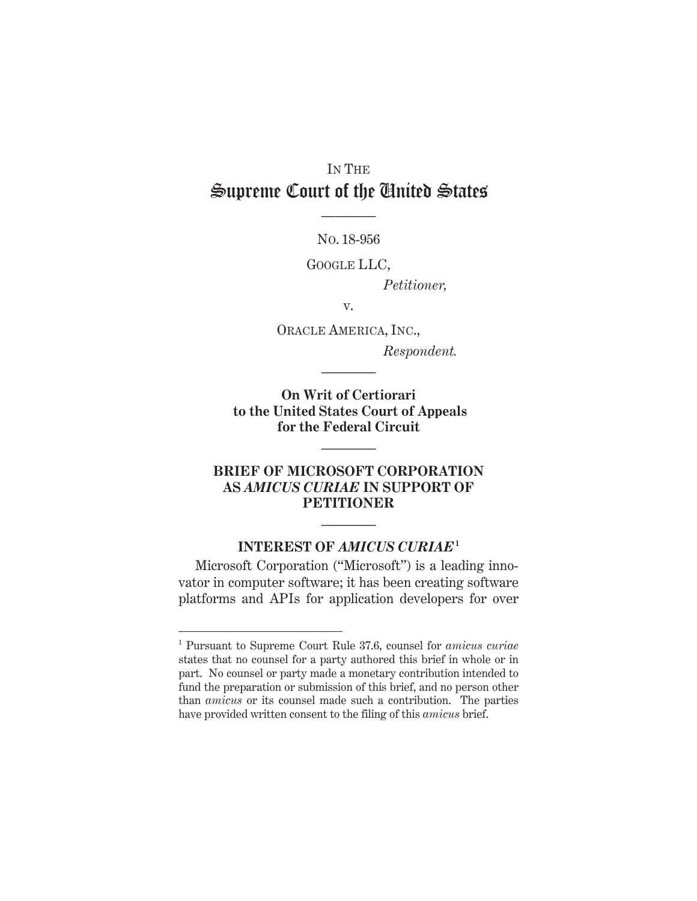IN THE

# Supreme Court of the United States

---

NO. 18-956

GOOGLE LLC,

*Petitioner,*

v.

ORACLE AMERICA, INC.,

*Respondent.*

---

**On Writ of Certiorari to the United States Court of Appeals for the Federal Circuit**

---

## BRIEF OF MICROSOFT CORPORATION AS *AMICUS CURIAE* IN SUPPORT OF PETITIONER

---

### INTEREST OF *AMICUS CURIAE*[1]

Microsoft Corporation ("Microsoft") is a leading innovator in computer software; it has been creating software platforms and APIs for application developers for over

[1] Pursuant to Supreme Court Rule 37.6, counsel for *amicus curiae* states that no counsel for a party authored this brief in whole or in part. No counsel or party made a monetary contribution intended to fund the preparation or submission of this brief, and no person other than *amicus* or its counsel made such a contribution. The parties have provided written consent to the filing of this *amicus* brief.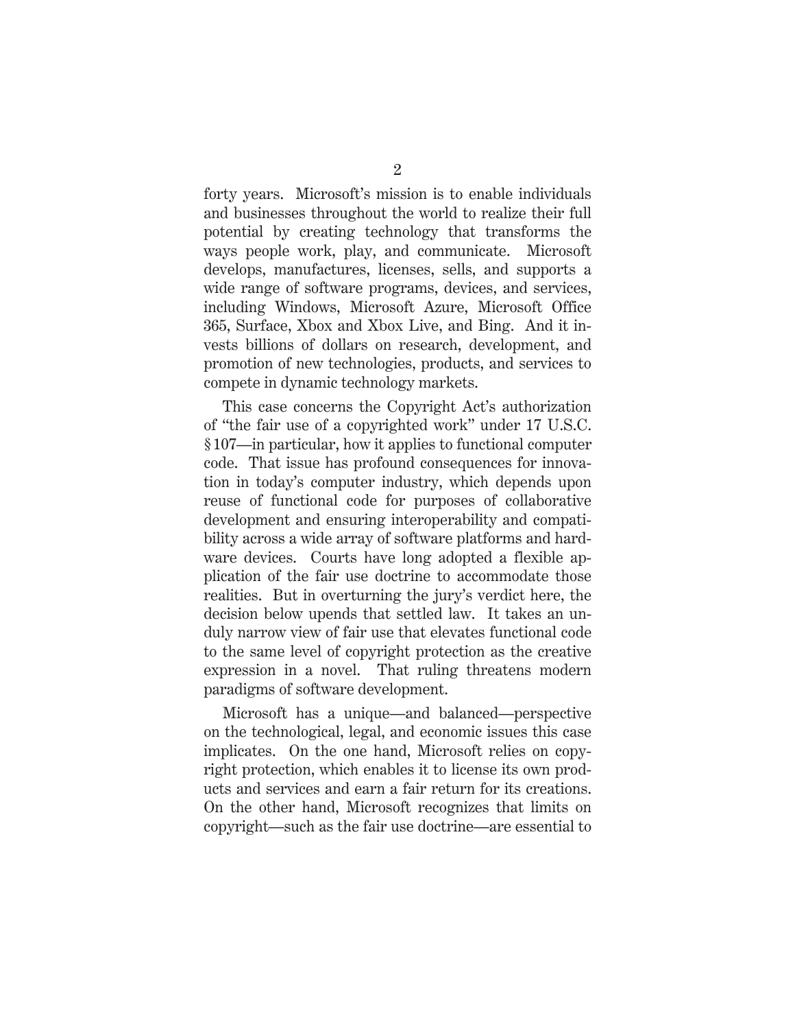forty years. Microsoft's mission is to enable individuals and businesses throughout the world to realize their full potential by creating technology that transforms the ways people work, play, and communicate. Microsoft develops, manufactures, licenses, sells, and supports a wide range of software programs, devices, and services, including Windows, Microsoft Azure, Microsoft Office 365, Surface, Xbox and Xbox Live, and Bing. And it invests billions of dollars on research, development, and promotion of new technologies, products, and services to compete in dynamic technology markets.

This case concerns the Copyright Act's authorization of "the fair use of a copyrighted work" under 17 U.S.C. § 107—in particular, how it applies to functional computer code. That issue has profound consequences for innovation in today's computer industry, which depends upon reuse of functional code for purposes of collaborative development and ensuring interoperability and compatibility across a wide array of software platforms and hardware devices. Courts have long adopted a flexible application of the fair use doctrine to accommodate those realities. But in overturning the jury's verdict here, the decision below upends that settled law. It takes an unduly narrow view of fair use that elevates functional code to the same level of copyright protection as the creative expression in a novel. That ruling threatens modern paradigms of software development.

Microsoft has a unique—and balanced—perspective on the technological, legal, and economic issues this case implicates. On the one hand, Microsoft relies on copyright protection, which enables it to license its own products and services and earn a fair return for its creations. On the other hand, Microsoft recognizes that limits on copyright—such as the fair use doctrine—are essential to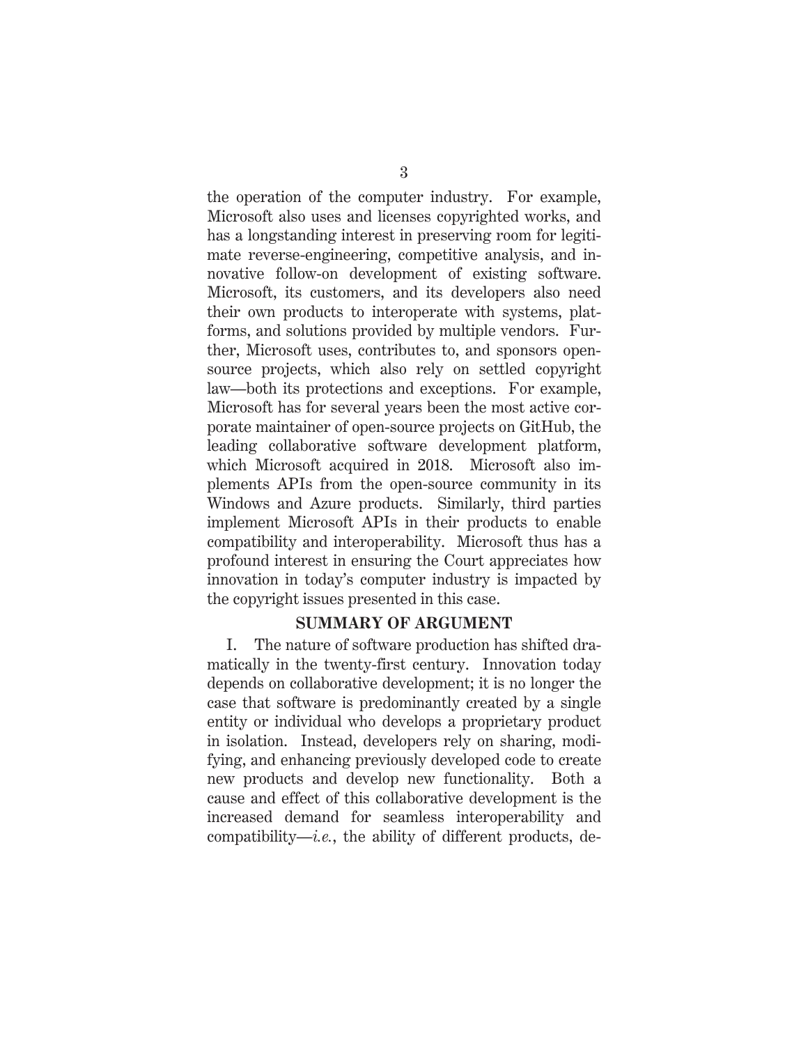the operation of the computer industry. For example, Microsoft also uses and licenses copyrighted works, and has a longstanding interest in preserving room for legitimate reverse-engineering, competitive analysis, and innovative follow-on development of existing software. Microsoft, its customers, and its developers also need their own products to interoperate with systems, platforms, and solutions provided by multiple vendors. Further, Microsoft uses, contributes to, and sponsors open-source projects, which also rely on settled copyright law—both its protections and exceptions. For example, Microsoft has for several years been the most active corporate maintainer of open-source projects on GitHub, the leading collaborative software development platform, which Microsoft acquired in 2018. Microsoft also implements APIs from the open-source community in its Windows and Azure products. Similarly, third parties implement Microsoft APIs in their products to enable compatibility and interoperability. Microsoft thus has a profound interest in ensuring the Court appreciates how innovation in today's computer industry is impacted by the copyright issues presented in this case.

## SUMMARY OF ARGUMENT

I. The nature of software production has shifted dramatically in the twenty-first century. Innovation today depends on collaborative development; it is no longer the case that software is predominantly created by a single entity or individual who develops a proprietary product in isolation. Instead, developers rely on sharing, modifying, and enhancing previously developed code to create new products and develop new functionality. Both a cause and effect of this collaborative development is the increased demand for seamless interoperability and compatibility—*i.e.*, the ability of different products, de-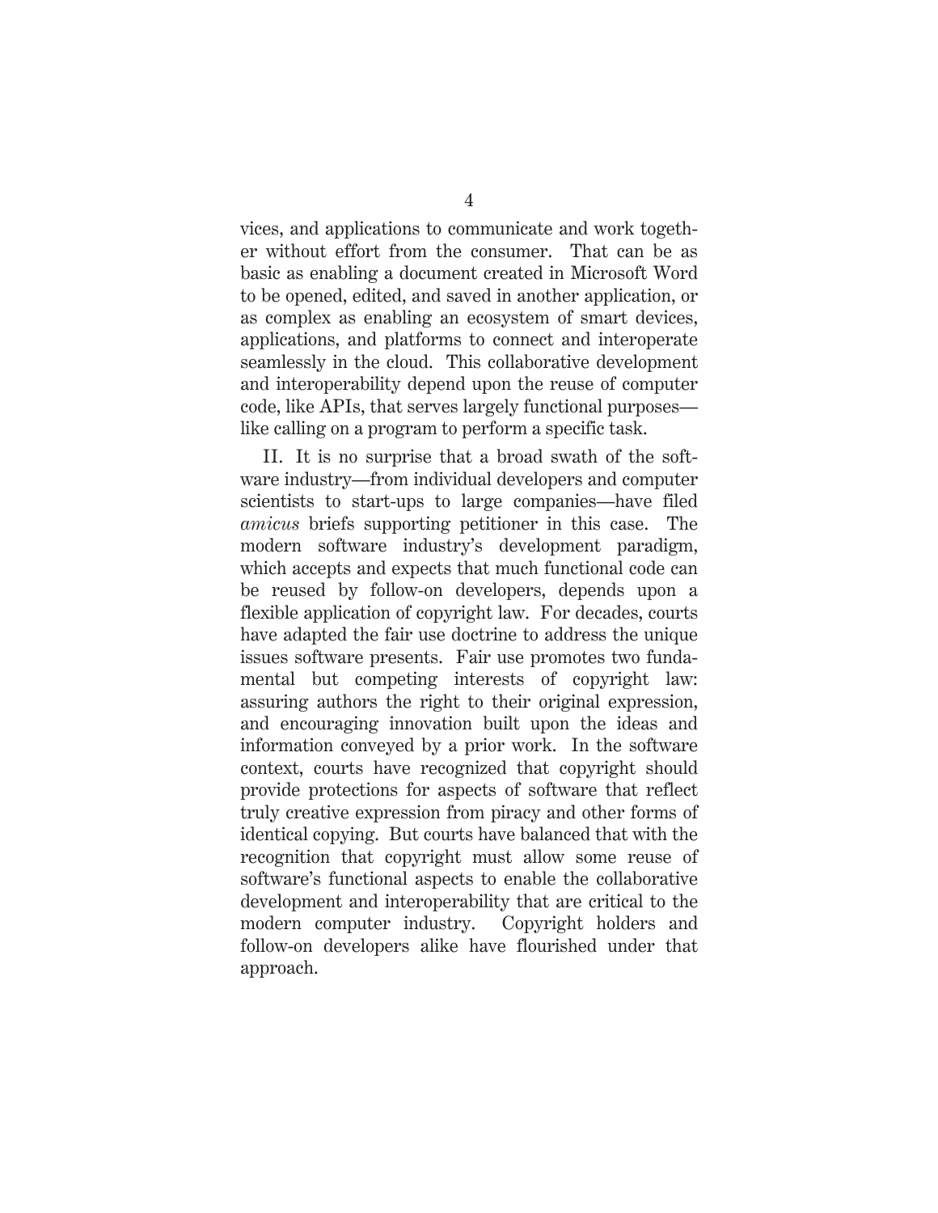vices, and applications to communicate and work together without effort from the consumer. That can be as basic as enabling a document created in Microsoft Word to be opened, edited, and saved in another application, or as complex as enabling an ecosystem of smart devices, applications, and platforms to connect and interoperate seamlessly in the cloud. This collaborative development and interoperability depend upon the reuse of computer code, like APIs, that serves largely functional purposes—like calling on a program to perform a specific task.

II. It is no surprise that a broad swath of the software industry—from individual developers and computer scientists to start-ups to large companies—have filed *amicus* briefs supporting petitioner in this case. The modern software industry's development paradigm, which accepts and expects that much functional code can be reused by follow-on developers, depends upon a flexible application of copyright law. For decades, courts have adapted the fair use doctrine to address the unique issues software presents. Fair use promotes two fundamental but competing interests of copyright law: assuring authors the right to their original expression, and encouraging innovation built upon the ideas and information conveyed by a prior work. In the software context, courts have recognized that copyright should provide protections for aspects of software that reflect truly creative expression from piracy and other forms of identical copying. But courts have balanced that with the recognition that copyright must allow some reuse of software's functional aspects to enable the collaborative development and interoperability that are critical to the modern computer industry. Copyright holders and follow-on developers alike have flourished under that approach.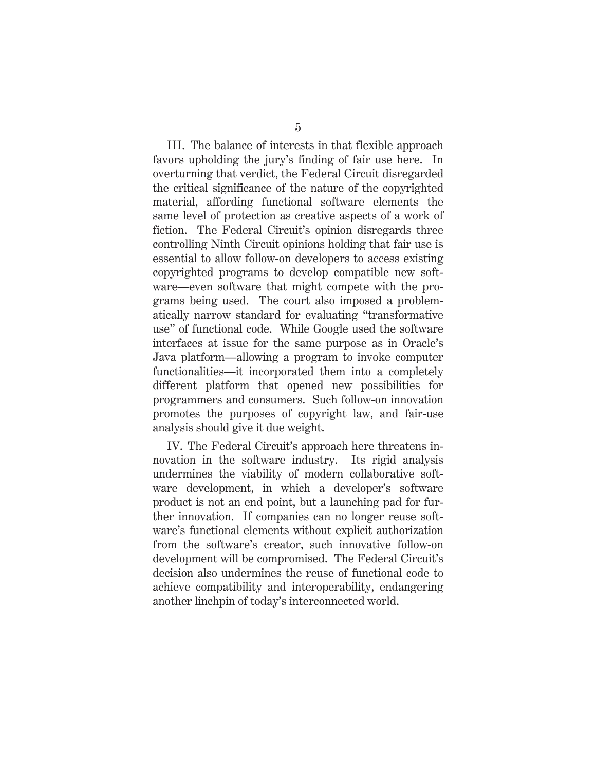III. The balance of interests in that flexible approach favors upholding the jury's finding of fair use here. In overturning that verdict, the Federal Circuit disregarded the critical significance of the nature of the copyrighted material, affording functional software elements the same level of protection as creative aspects of a work of fiction. The Federal Circuit's opinion disregards three controlling Ninth Circuit opinions holding that fair use is essential to allow follow-on developers to access existing copyrighted programs to develop compatible new software—even software that might compete with the programs being used. The court also imposed a problematically narrow standard for evaluating "transformative use" of functional code. While Google used the software interfaces at issue for the same purpose as in Oracle's Java platform—allowing a program to invoke computer functionalities—it incorporated them into a completely different platform that opened new possibilities for programmers and consumers. Such follow-on innovation promotes the purposes of copyright law, and fair-use analysis should give it due weight.

IV. The Federal Circuit's approach here threatens innovation in the software industry. Its rigid analysis undermines the viability of modern collaborative software development, in which a developer's software product is not an end point, but a launching pad for further innovation. If companies can no longer reuse software's functional elements without explicit authorization from the software's creator, such innovative follow-on development will be compromised. The Federal Circuit's decision also undermines the reuse of functional code to achieve compatibility and interoperability, endangering another linchpin of today's interconnected world.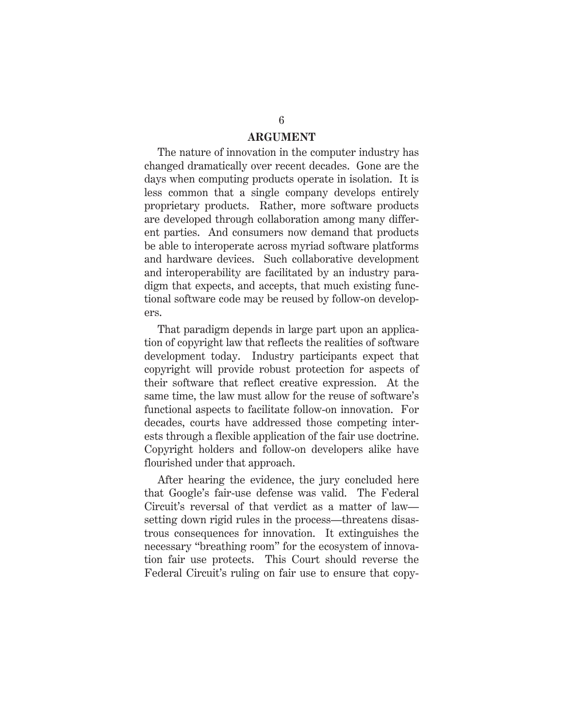## ARGUMENT

The nature of innovation in the computer industry has changed dramatically over recent decades. Gone are the days when computing products operate in isolation. It is less common that a single company develops entirely proprietary products. Rather, more software products are developed through collaboration among many different parties. And consumers now demand that products be able to interoperate across myriad software platforms and hardware devices. Such collaborative development and interoperability are facilitated by an industry paradigm that expects, and accepts, that much existing functional software code may be reused by follow-on developers.

That paradigm depends in large part upon an application of copyright law that reflects the realities of software development today. Industry participants expect that copyright will provide robust protection for aspects of their software that reflect creative expression. At the same time, the law must allow for the reuse of software's functional aspects to facilitate follow-on innovation. For decades, courts have addressed those competing interests through a flexible application of the fair use doctrine. Copyright holders and follow-on developers alike have flourished under that approach.

After hearing the evidence, the jury concluded here that Google's fair-use defense was valid. The Federal Circuit's reversal of that verdict as a matter of law—setting down rigid rules in the process—threatens disastrous consequences for innovation. It extinguishes the necessary "breathing room" for the ecosystem of innovation fair use protects. This Court should reverse the Federal Circuit's ruling on fair use to ensure that copy-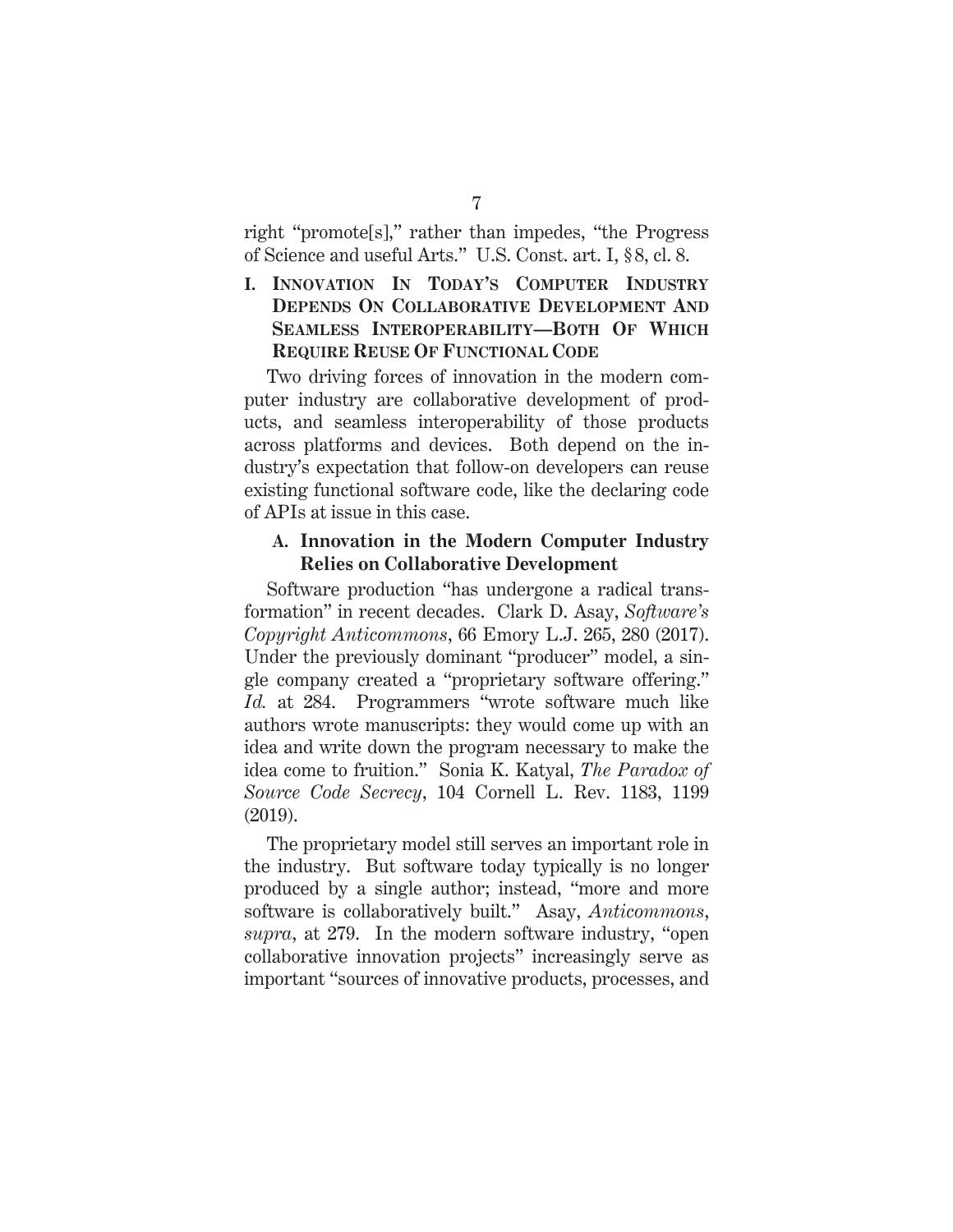right "promote[s]," rather than impedes, "the Progress of Science and useful Arts." U.S. Const. art. I, § 8, cl. 8.

## I. INNOVATION IN TODAY'S COMPUTER INDUSTRY DEPENDS ON COLLABORATIVE DEVELOPMENT AND SEAMLESS INTEROPERABILITY—BOTH OF WHICH REQUIRE REUSE OF FUNCTIONAL CODE

Two driving forces of innovation in the modern computer industry are collaborative development of products, and seamless interoperability of those products across platforms and devices. Both depend on the industry's expectation that follow-on developers can reuse existing functional software code, like the declaring code of APIs at issue in this case.

### A. Innovation in the Modern Computer Industry Relies on Collaborative Development

Software production "has undergone a radical transformation" in recent decades. Clark D. Asay, *Software's Copyright Anticommons*, 66 Emory L.J. 265, 280 (2017). Under the previously dominant "producer" model, a single company created a "proprietary software offering." *Id.* at 284. Programmers "wrote software much like authors wrote manuscripts: they would come up with an idea and write down the program necessary to make the idea come to fruition." Sonia K. Katyal, *The Paradox of Source Code Secrecy*, 104 Cornell L. Rev. 1183, 1199 (2019).

The proprietary model still serves an important role in the industry. But software today typically is no longer produced by a single author; instead, "more and more software is collaboratively built." Asay, *Anticommons*, *supra*, at 279. In the modern software industry, "open collaborative innovation projects" increasingly serve as important "sources of innovative products, processes, and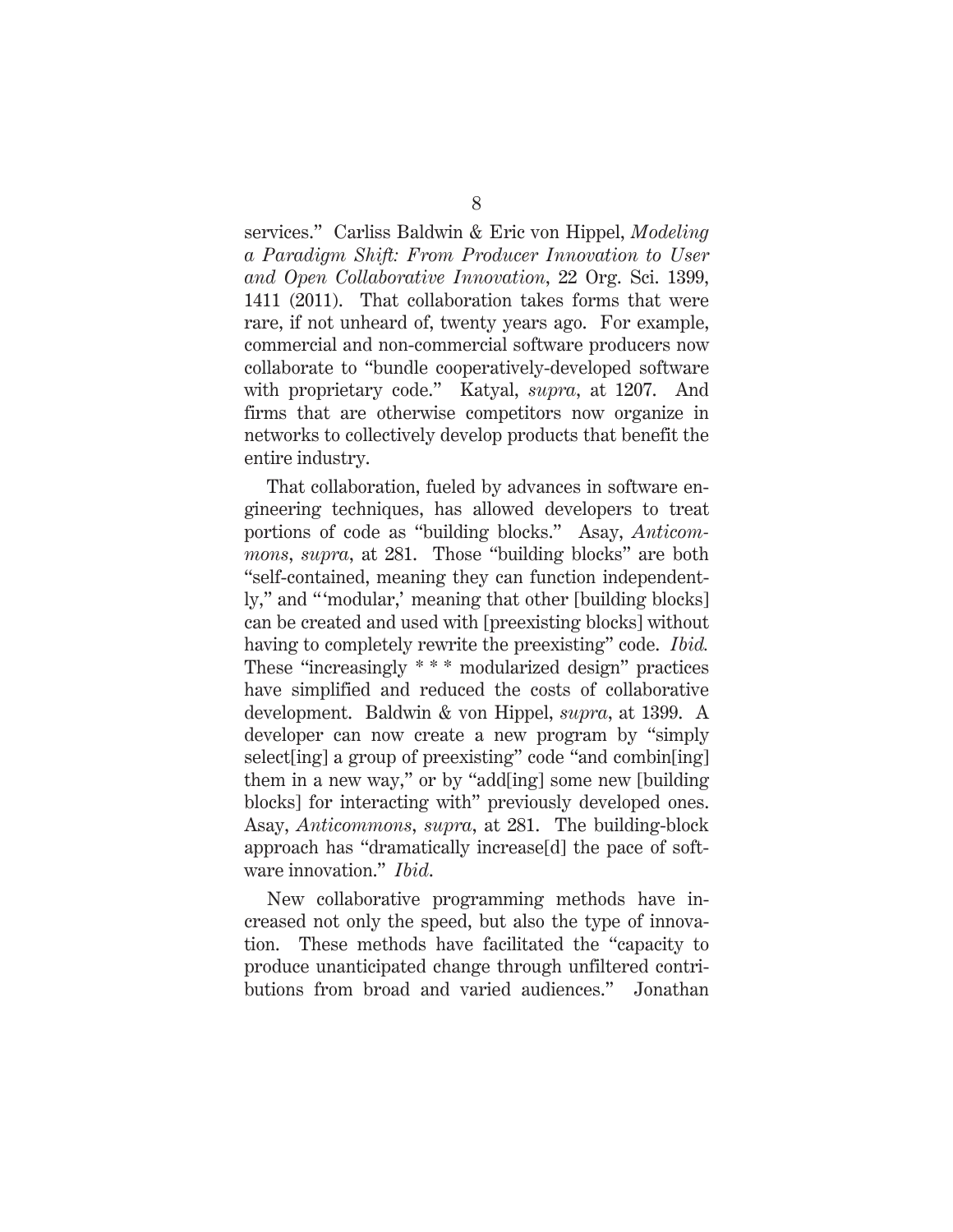services." Carliss Baldwin & Eric von Hippel, *Modeling a Paradigm Shift: From Producer Innovation to User and Open Collaborative Innovation*, 22 Org. Sci. 1399, 1411 (2011). That collaboration takes forms that were rare, if not unheard of, twenty years ago. For example, commercial and non-commercial software producers now collaborate to "bundle cooperatively-developed software with proprietary code." Katyal, *supra*, at 1207. And firms that are otherwise competitors now organize in networks to collectively develop products that benefit the entire industry.

That collaboration, fueled by advances in software engineering techniques, has allowed developers to treat portions of code as "building blocks." Asay, *Anticommons*, *supra*, at 281. Those "building blocks" are both "self-contained, meaning they can function independently," and "'modular,' meaning that other [building blocks] can be created and used with [preexisting blocks] without having to completely rewrite the preexisting" code. *Ibid.* These "increasingly * * * modularized design" practices have simplified and reduced the costs of collaborative development. Baldwin & von Hippel, *supra*, at 1399. A developer can now create a new program by "simply select[ing] a group of preexisting" code "and combin[ing] them in a new way," or by "add[ing] some new [building blocks] for interacting with" previously developed ones. Asay, *Anticommons*, *supra*, at 281. The building-block approach has "dramatically increase[d] the pace of software innovation." *Ibid.*

New collaborative programming methods have increased not only the speed, but also the type of innovation. These methods have facilitated the "capacity to produce unanticipated change through unfiltered contributions from broad and varied audiences." Jonathan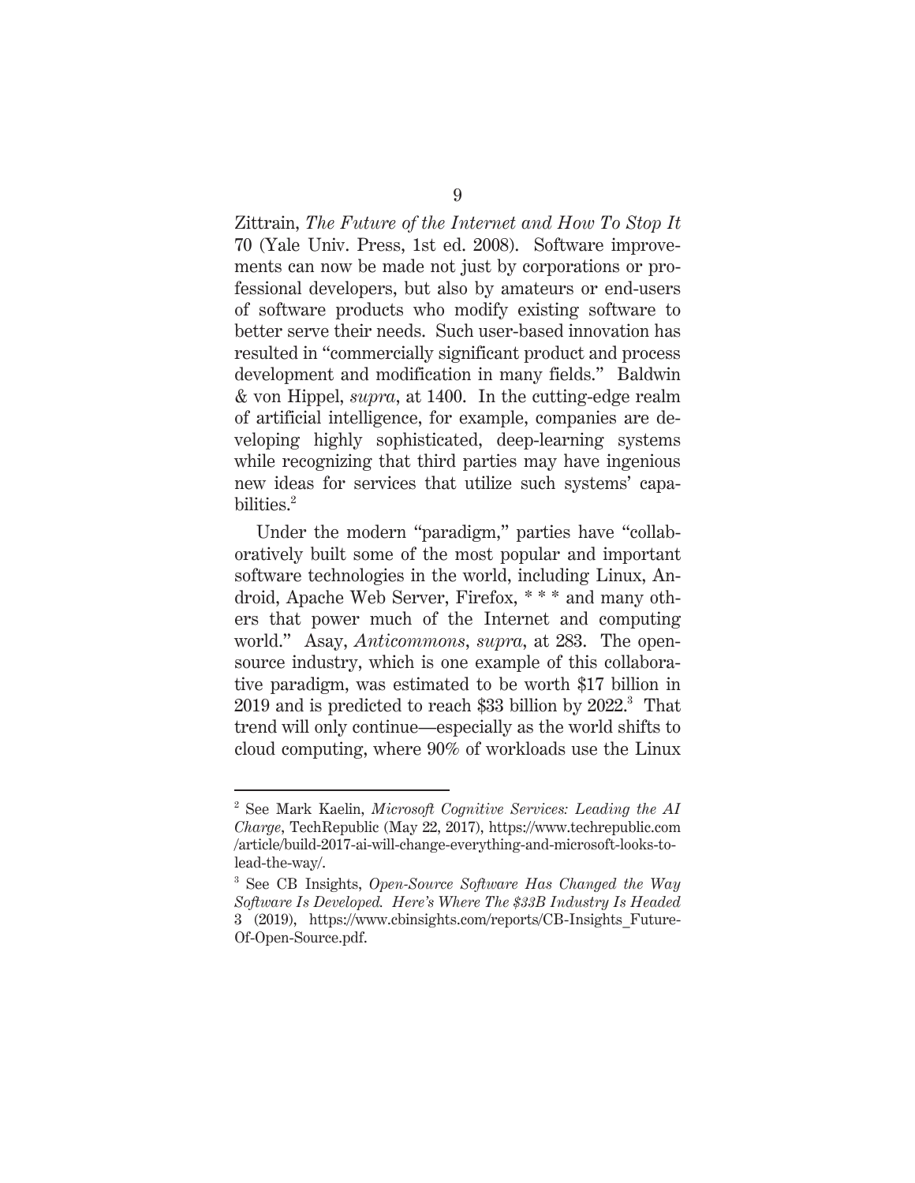Zittrain, *The Future of the Internet and How To Stop It* 70 (Yale Univ. Press, 1st ed. 2008). Software improvements can now be made not just by corporations or professional developers, but also by amateurs or end-users of software products who modify existing software to better serve their needs. Such user-based innovation has resulted in "commercially significant product and process development and modification in many fields." Baldwin & von Hippel, *supra*, at 1400. In the cutting-edge realm of artificial intelligence, for example, companies are developing highly sophisticated, deep-learning systems while recognizing that third parties may have ingenious new ideas for services that utilize such systems' capabilities.[2]

Under the modern "paradigm," parties have "collaboratively built some of the most popular and important software technologies in the world, including Linux, Android, Apache Web Server, Firefox, * * * and many others that power much of the Internet and computing world." Asay, *Anticommons*, *supra*, at 283. The open-source industry, which is one example of this collaborative paradigm, was estimated to be worth $17 billion in 2019 and is predicted to reach $33 billion by 2022.[3] That trend will only continue—especially as the world shifts to cloud computing, where 90% of workloads use the Linux

---

[2] See Mark Kaelin, *Microsoft Cognitive Services: Leading the AI Charge*, TechRepublic (May 22, 2017), https://www.techrepublic.com/article/build-2017-ai-will-change-everything-and-microsoft-looks-to-lead-the-way/.

[3] See CB Insights, *Open-Source Software Has Changed the Way Software Is Developed. Here's Where The $33B Industry Is Headed* 3 (2019), https://www.cbinsights.com/reports/CB-Insights_Future-Of-Open-Source.pdf.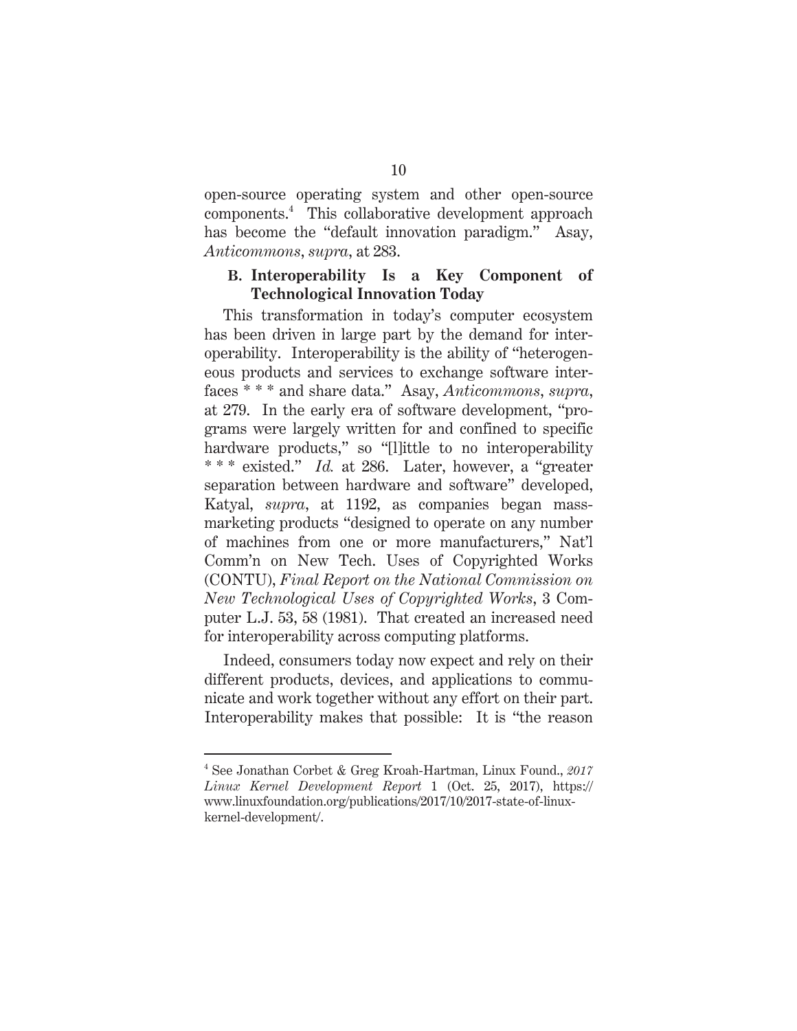open-source operating system and other open-source components.[4] This collaborative development approach has become the "default innovation paradigm." Asay, *Anticommons*, *supra*, at 283.

## B. Interoperability Is a Key Component of Technological Innovation Today

This transformation in today's computer ecosystem has been driven in large part by the demand for interoperability. Interoperability is the ability of "heterogeneous products and services to exchange software interfaces * * * and share data." Asay, *Anticommons*, *supra*, at 279. In the early era of software development, "programs were largely written for and confined to specific hardware products," so "[l]ittle to no interoperability * * * existed." *Id.* at 286. Later, however, a "greater separation between hardware and software" developed, Katyal, *supra*, at 1192, as companies began mass-marketing products "designed to operate on any number of machines from one or more manufacturers," Nat'l Comm'n on New Tech. Uses of Copyrighted Works (CONTU), *Final Report on the National Commission on New Technological Uses of Copyrighted Works*, 3 Computer L.J. 53, 58 (1981). That created an increased need for interoperability across computing platforms.

Indeed, consumers today now expect and rely on their different products, devices, and applications to communicate and work together without any effort on their part. Interoperability makes that possible: It is "the reason

---

[4] See Jonathan Corbet & Greg Kroah-Hartman, Linux Found., *2017 Linux Kernel Development Report* 1 (Oct. 25, 2017), https://www.linuxfoundation.org/publications/2017/10/2017-state-of-linux-kernel-development/.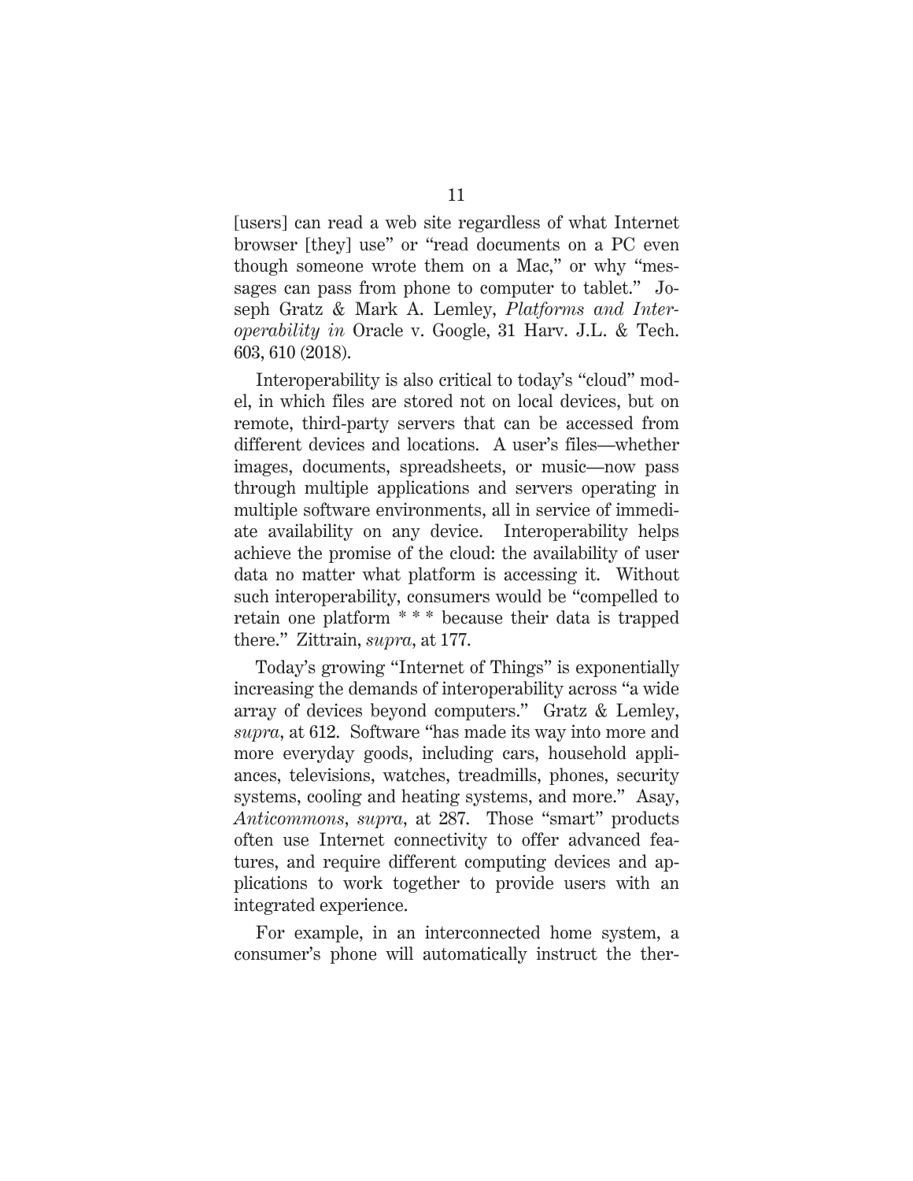[users] can read a web site regardless of what Internet browser [they] use" or "read documents on a PC even though someone wrote them on a Mac," or why "messages can pass from phone to computer to tablet." Joseph Gratz & Mark A. Lemley, *Platforms and Interoperability in* Oracle v. Google, 31 Harv. J.L. & Tech. 603, 610 (2018).

Interoperability is also critical to today's "cloud" model, in which files are stored not on local devices, but on remote, third-party servers that can be accessed from different devices and locations. A user's files—whether images, documents, spreadsheets, or music—now pass through multiple applications and servers operating in multiple software environments, all in service of immediate availability on any device. Interoperability helps achieve the promise of the cloud: the availability of user data no matter what platform is accessing it. Without such interoperability, consumers would be "compelled to retain one platform * * * because their data is trapped there." Zittrain, *supra*, at 177.

Today's growing "Internet of Things" is exponentially increasing the demands of interoperability across "a wide array of devices beyond computers." Gratz & Lemley, *supra*, at 612. Software "has made its way into more and more everyday goods, including cars, household appliances, televisions, watches, treadmills, phones, security systems, cooling and heating systems, and more." Asay, *Anticommons*, *supra*, at 287. Those "smart" products often use Internet connectivity to offer advanced features, and require different computing devices and applications to work together to provide users with an integrated experience.

For example, in an interconnected home system, a consumer's phone will automatically instruct the ther-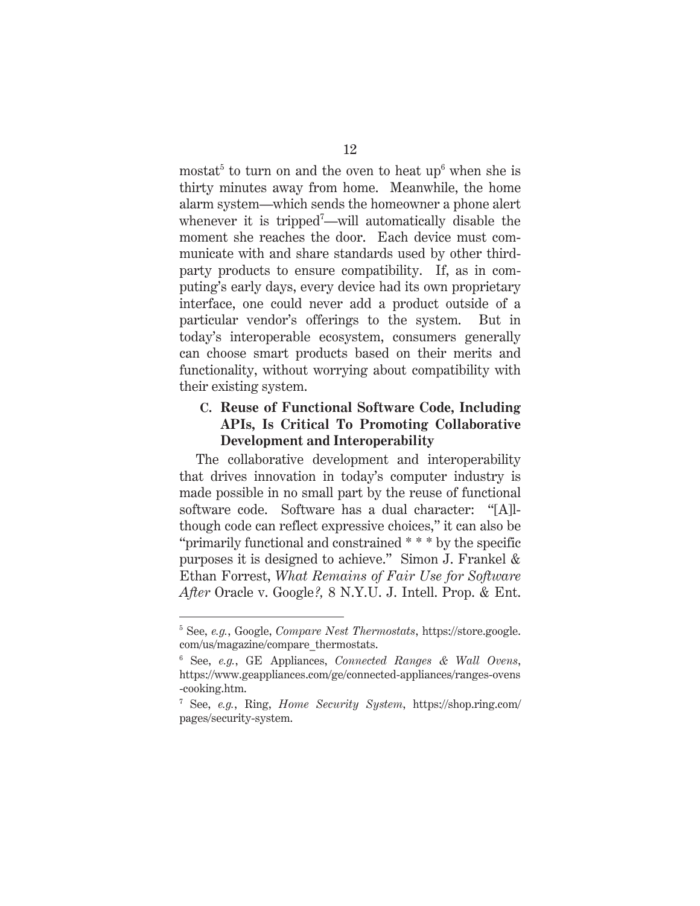mostat[5] to turn on and the oven to heat up[6] when she is thirty minutes away from home. Meanwhile, the home alarm system—which sends the homeowner a phone alert whenever it is tripped[7]—will automatically disable the moment she reaches the door. Each device must communicate with and share standards used by other third-party products to ensure compatibility. If, as in computing's early days, every device had its own proprietary interface, one could never add a product outside of a particular vendor's offerings to the system. But in today's interoperable ecosystem, consumers generally can choose smart products based on their merits and functionality, without worrying about compatibility with their existing system.

### C. Reuse of Functional Software Code, Including APIs, Is Critical To Promoting Collaborative Development and Interoperability

The collaborative development and interoperability that drives innovation in today's computer industry is made possible in no small part by the reuse of functional software code. Software has a dual character: "[A]lthough code can reflect expressive choices," it can also be "primarily functional and constrained * * * by the specific purposes it is designed to achieve." Simon J. Frankel & Ethan Forrest, *What Remains of Fair Use for Software After* Oracle v. Google*?,* 8 N.Y.U. J. Intell. Prop. & Ent.

---

[5] See, *e.g.*, Google, *Compare Nest Thermostats*, https://store.google.com/us/magazine/compare_thermostats.

[6] See, *e.g.*, GE Appliances, *Connected Ranges & Wall Ovens*, https://www.geappliances.com/ge/connected-appliances/ranges-ovens-cooking.htm.

[7] See, *e.g.*, Ring, *Home Security System*, https://shop.ring.com/pages/security-system.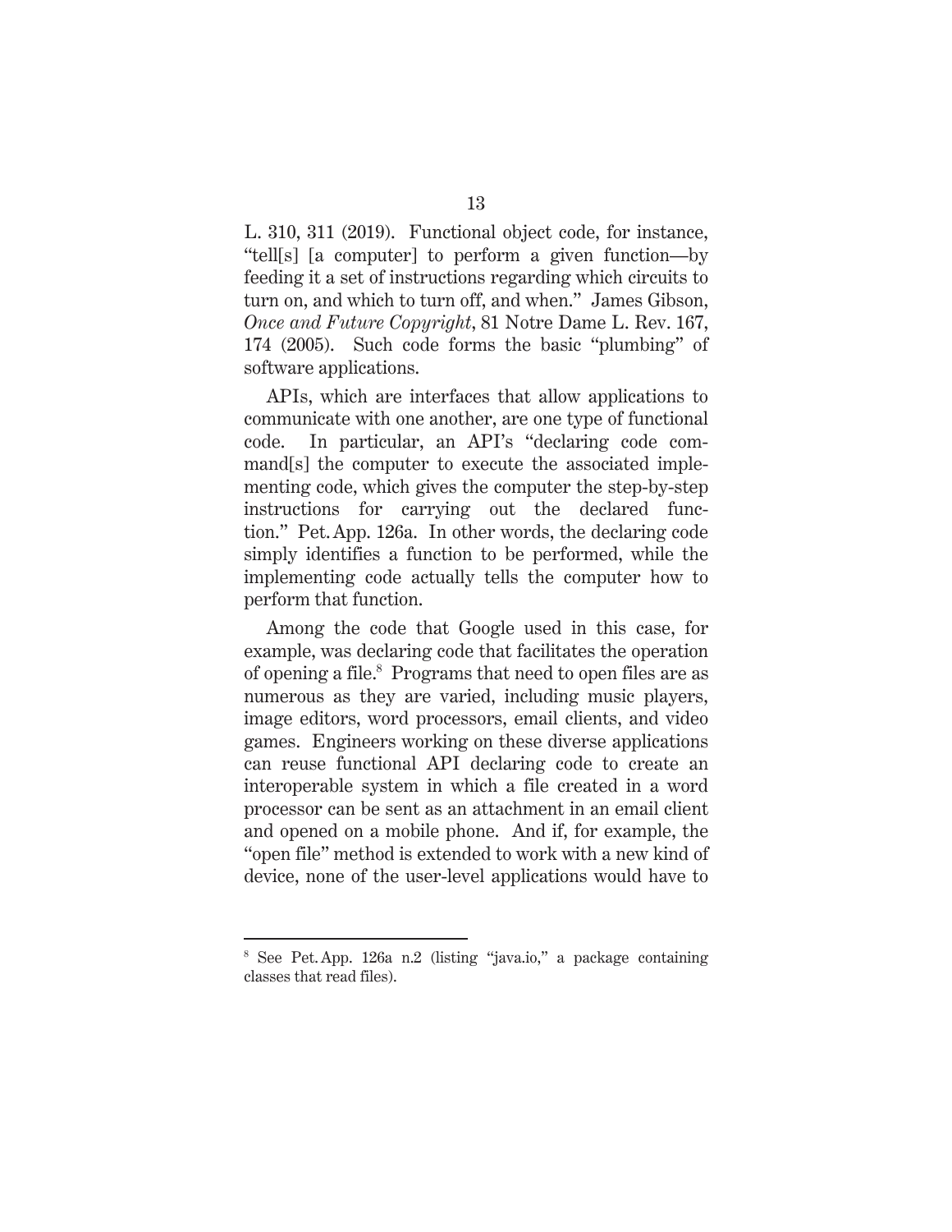L. 310, 311 (2019). Functional object code, for instance, "tell[s] [a computer] to perform a given function—by feeding it a set of instructions regarding which circuits to turn on, and which to turn off, and when." James Gibson, *Once and Future Copyright*, 81 Notre Dame L. Rev. 167, 174 (2005). Such code forms the basic "plumbing" of software applications.

APIs, which are interfaces that allow applications to communicate with one another, are one type of functional code. In particular, an API's "declaring code command[s] the computer to execute the associated implementing code, which gives the computer the step-by-step instructions for carrying out the declared function." Pet. App. 126a. In other words, the declaring code simply identifies a function to be performed, while the implementing code actually tells the computer how to perform that function.

Among the code that Google used in this case, for example, was declaring code that facilitates the operation of opening a file.[8] Programs that need to open files are as numerous as they are varied, including music players, image editors, word processors, email clients, and video games. Engineers working on these diverse applications can reuse functional API declaring code to create an interoperable system in which a file created in a word processor can be sent as an attachment in an email client and opened on a mobile phone. And if, for example, the "open file" method is extended to work with a new kind of device, none of the user-level applications would have to

---

[8] See Pet. App. 126a n.2 (listing "java.io," a package containing classes that read files).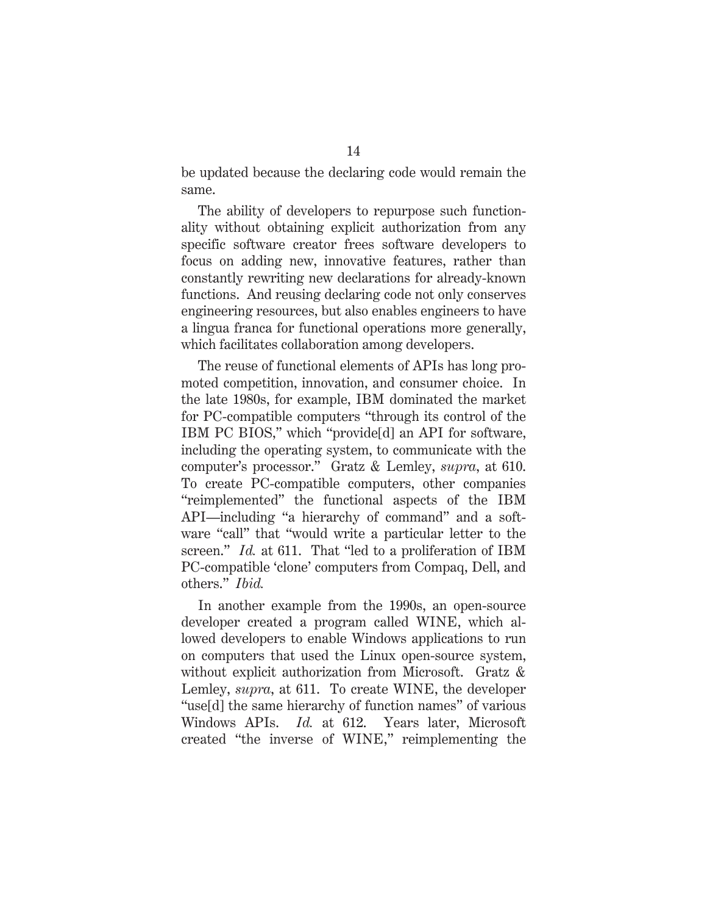be updated because the declaring code would remain the same.

The ability of developers to repurpose such functionality without obtaining explicit authorization from any specific software creator frees software developers to focus on adding new, innovative features, rather than constantly rewriting new declarations for already-known functions. And reusing declaring code not only conserves engineering resources, but also enables engineers to have a lingua franca for functional operations more generally, which facilitates collaboration among developers.

The reuse of functional elements of APIs has long promoted competition, innovation, and consumer choice. In the late 1980s, for example, IBM dominated the market for PC-compatible computers "through its control of the IBM PC BIOS," which "provide[d] an API for software, including the operating system, to communicate with the computer's processor." Gratz & Lemley, *supra*, at 610. To create PC-compatible computers, other companies "reimplemented" the functional aspects of the IBM API—including "a hierarchy of command" and a software "call" that "would write a particular letter to the screen." *Id.* at 611. That "led to a proliferation of IBM PC-compatible 'clone' computers from Compaq, Dell, and others." *Ibid.*

In another example from the 1990s, an open-source developer created a program called WINE, which allowed developers to enable Windows applications to run on computers that used the Linux open-source system, without explicit authorization from Microsoft. Gratz & Lemley, *supra*, at 611. To create WINE, the developer "use[d] the same hierarchy of function names" of various Windows APIs. *Id.* at 612. Years later, Microsoft created "the inverse of WINE," reimplementing the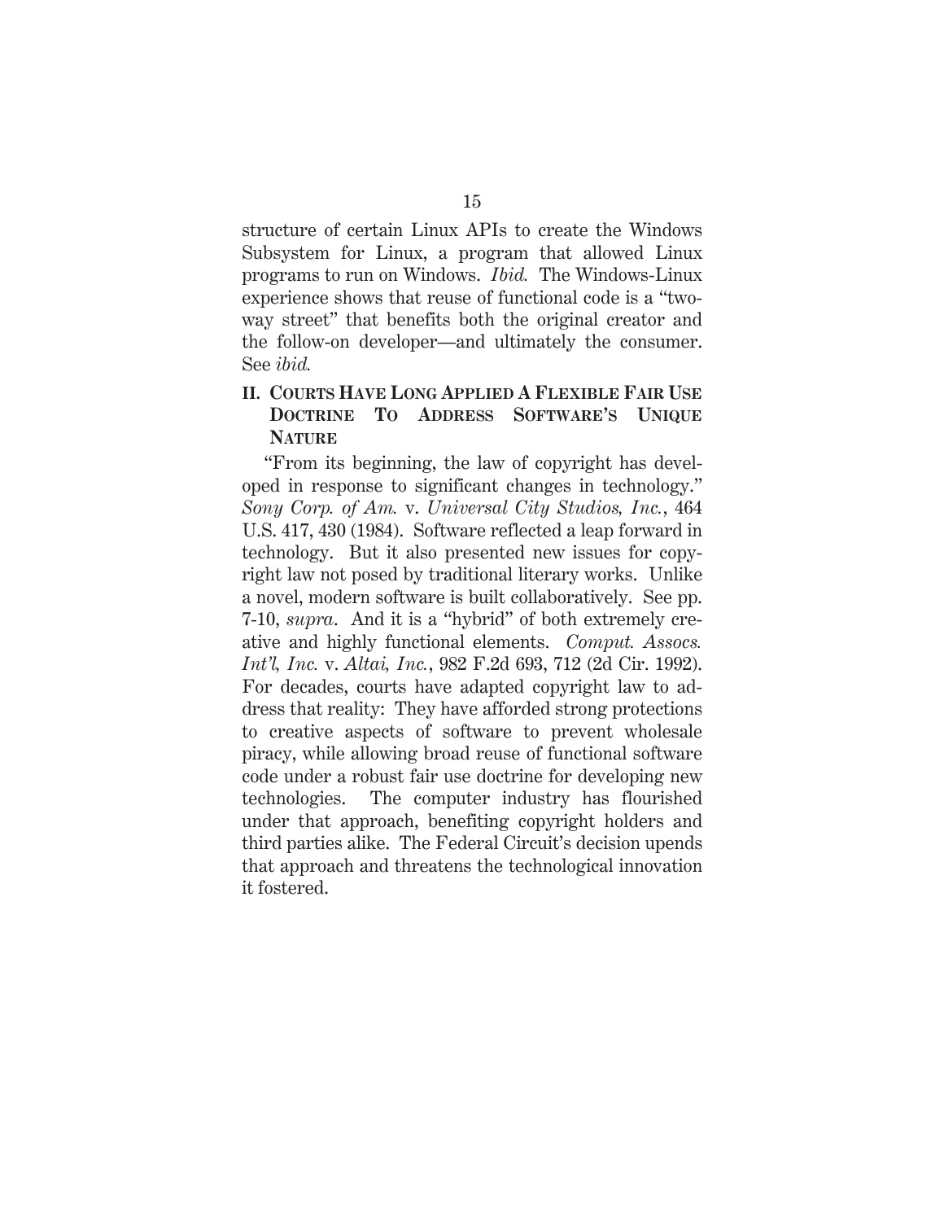structure of certain Linux APIs to create the Windows Subsystem for Linux, a program that allowed Linux programs to run on Windows. *Ibid.* The Windows-Linux experience shows that reuse of functional code is a "two-way street" that benefits both the original creator and the follow-on developer—and ultimately the consumer. See *ibid.*

## II. COURTS HAVE LONG APPLIED A FLEXIBLE FAIR USE DOCTRINE TO ADDRESS SOFTWARE'S UNIQUE NATURE

"From its beginning, the law of copyright has developed in response to significant changes in technology." *Sony Corp. of Am.* v. *Universal City Studios, Inc.*, 464 U.S. 417, 430 (1984). Software reflected a leap forward in technology. But it also presented new issues for copyright law not posed by traditional literary works. Unlike a novel, modern software is built collaboratively. See pp. 7-10, *supra*. And it is a "hybrid" of both extremely creative and highly functional elements. *Comput. Assocs. Int'l, Inc.* v. *Altai, Inc.*, 982 F.2d 693, 712 (2d Cir. 1992). For decades, courts have adapted copyright law to address that reality: They have afforded strong protections to creative aspects of software to prevent wholesale piracy, while allowing broad reuse of functional software code under a robust fair use doctrine for developing new technologies. The computer industry has flourished under that approach, benefiting copyright holders and third parties alike. The Federal Circuit's decision upends that approach and threatens the technological innovation it fostered.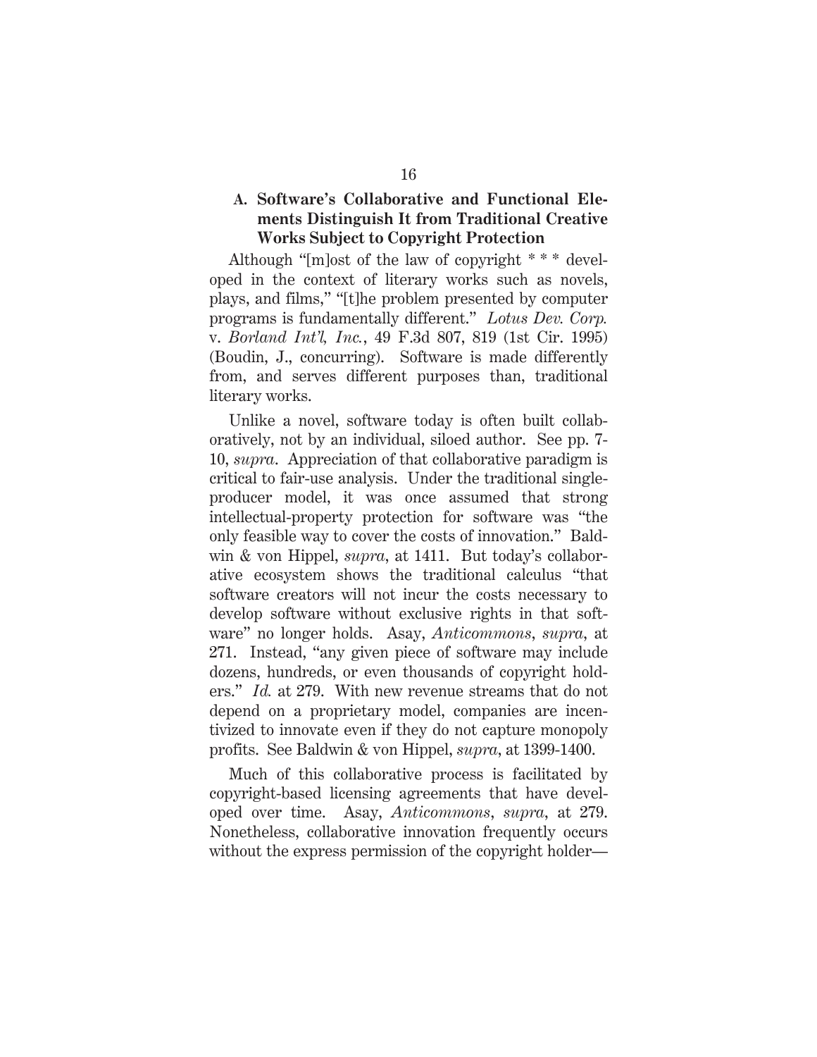### A. Software's Collaborative and Functional Elements Distinguish It from Traditional Creative Works Subject to Copyright Protection

Although "[m]ost of the law of copyright * * * developed in the context of literary works such as novels, plays, and films," "[t]he problem presented by computer programs is fundamentally different." *Lotus Dev. Corp.* v. *Borland Int'l, Inc.*, 49 F.3d 807, 819 (1st Cir. 1995) (Boudin, J., concurring). Software is made differently from, and serves different purposes than, traditional literary works.

Unlike a novel, software today is often built collaboratively, not by an individual, siloed author. See pp. 7-10, *supra*. Appreciation of that collaborative paradigm is critical to fair-use analysis. Under the traditional single-producer model, it was once assumed that strong intellectual-property protection for software was "the only feasible way to cover the costs of innovation." Baldwin & von Hippel, *supra*, at 1411. But today's collaborative ecosystem shows the traditional calculus "that software creators will not incur the costs necessary to develop software without exclusive rights in that software" no longer holds. Asay, *Anticommons*, *supra*, at 271. Instead, "any given piece of software may include dozens, hundreds, or even thousands of copyright holders." *Id.* at 279. With new revenue streams that do not depend on a proprietary model, companies are incentivized to innovate even if they do not capture monopoly profits. See Baldwin & von Hippel, *supra*, at 1399-1400.

Much of this collaborative process is facilitated by copyright-based licensing agreements that have developed over time. Asay, *Anticommons*, *supra*, at 279. Nonetheless, collaborative innovation frequently occurs without the express permission of the copyright holder—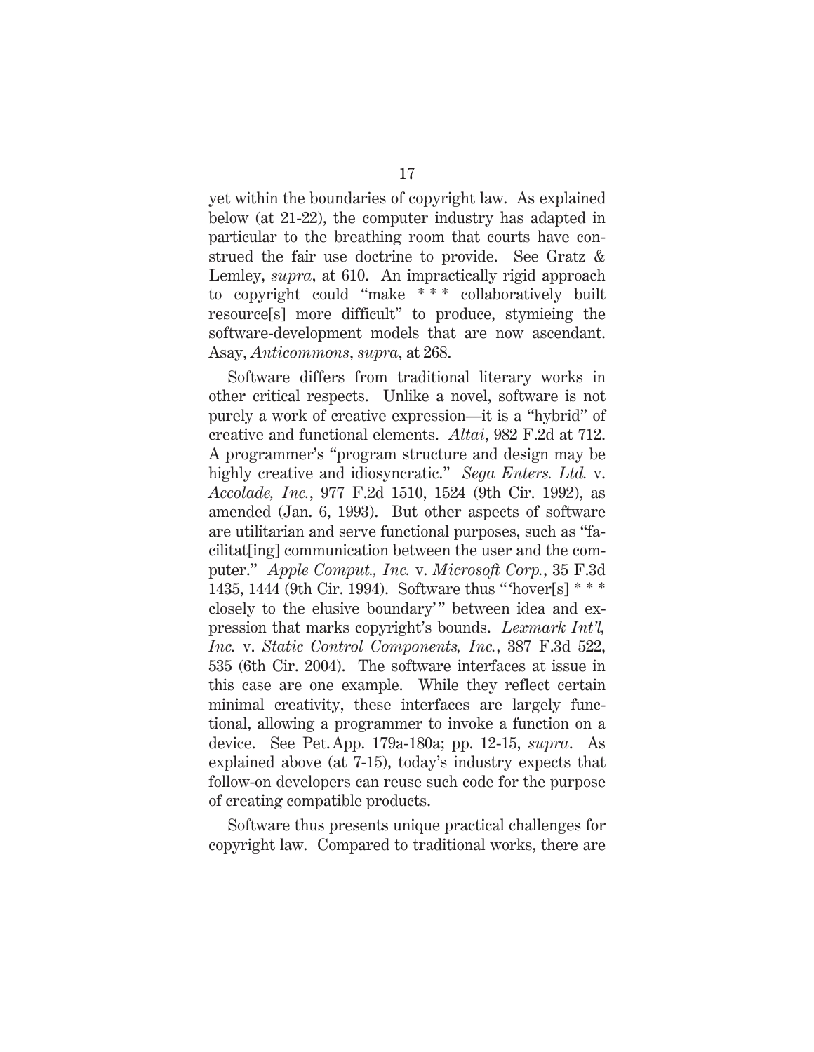yet within the boundaries of copyright law. As explained below (at 21-22), the computer industry has adapted in particular to the breathing room that courts have construed the fair use doctrine to provide. See Gratz & Lemley, *supra*, at 610. An impractically rigid approach to copyright could "make * * * collaboratively built resource[s] more difficult" to produce, stymieing the software-development models that are now ascendant. Asay, *Anticommons*, *supra*, at 268.

Software differs from traditional literary works in other critical respects. Unlike a novel, software is not purely a work of creative expression—it is a "hybrid" of creative and functional elements. *Altai*, 982 F.2d at 712. A programmer's "program structure and design may be highly creative and idiosyncratic." *Sega Enters. Ltd.* v. *Accolade, Inc.*, 977 F.2d 1510, 1524 (9th Cir. 1992), as amended (Jan. 6, 1993). But other aspects of software are utilitarian and serve functional purposes, such as "facilitat[ing] communication between the user and the computer." *Apple Comput., Inc.* v. *Microsoft Corp.*, 35 F.3d 1435, 1444 (9th Cir. 1994). Software thus "'hover[s] * * * closely to the elusive boundary'" between idea and expression that marks copyright's bounds. *Lexmark Int'l, Inc.* v. *Static Control Components, Inc.*, 387 F.3d 522, 535 (6th Cir. 2004). The software interfaces at issue in this case are one example. While they reflect certain minimal creativity, these interfaces are largely functional, allowing a programmer to invoke a function on a device. See Pet. App. 179a-180a; pp. 12-15, *supra*. As explained above (at 7-15), today's industry expects that follow-on developers can reuse such code for the purpose of creating compatible products.

Software thus presents unique practical challenges for copyright law. Compared to traditional works, there are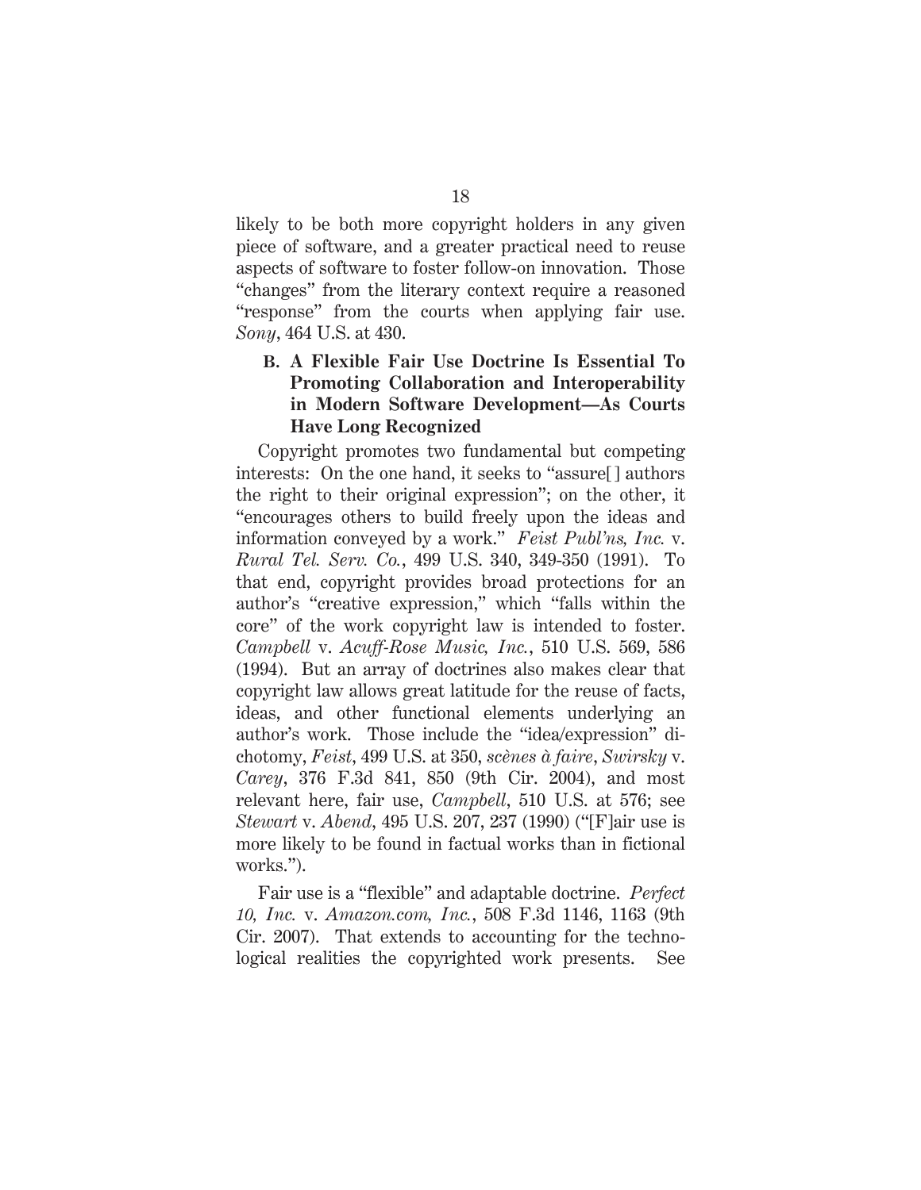likely to be both more copyright holders in any given piece of software, and a greater practical need to reuse aspects of software to foster follow-on innovation. Those "changes" from the literary context require a reasoned "response" from the courts when applying fair use. *Sony*, 464 U.S. at 430.

### B. A Flexible Fair Use Doctrine Is Essential To Promoting Collaboration and Interoperability in Modern Software Development—As Courts Have Long Recognized

Copyright promotes two fundamental but competing interests: On the one hand, it seeks to "assure[ ] authors the right to their original expression"; on the other, it "encourages others to build freely upon the ideas and information conveyed by a work." *Feist Publ'ns, Inc.* v. *Rural Tel. Serv. Co.*, 499 U.S. 340, 349-350 (1991). To that end, copyright provides broad protections for an author's "creative expression," which "falls within the core" of the work copyright law is intended to foster. *Campbell* v. *Acuff-Rose Music, Inc.*, 510 U.S. 569, 586 (1994). But an array of doctrines also makes clear that copyright law allows great latitude for the reuse of facts, ideas, and other functional elements underlying an author's work. Those include the "idea/expression" dichotomy, *Feist*, 499 U.S. at 350, *scènes à faire*, *Swirsky* v. *Carey*, 376 F.3d 841, 850 (9th Cir. 2004), and most relevant here, fair use, *Campbell*, 510 U.S. at 576; see *Stewart* v. *Abend*, 495 U.S. 207, 237 (1990) ("[F]air use is more likely to be found in factual works than in fictional works.").

Fair use is a "flexible" and adaptable doctrine. *Perfect 10, Inc.* v. *Amazon.com, Inc.*, 508 F.3d 1146, 1163 (9th Cir. 2007). That extends to accounting for the technological realities the copyrighted work presents. See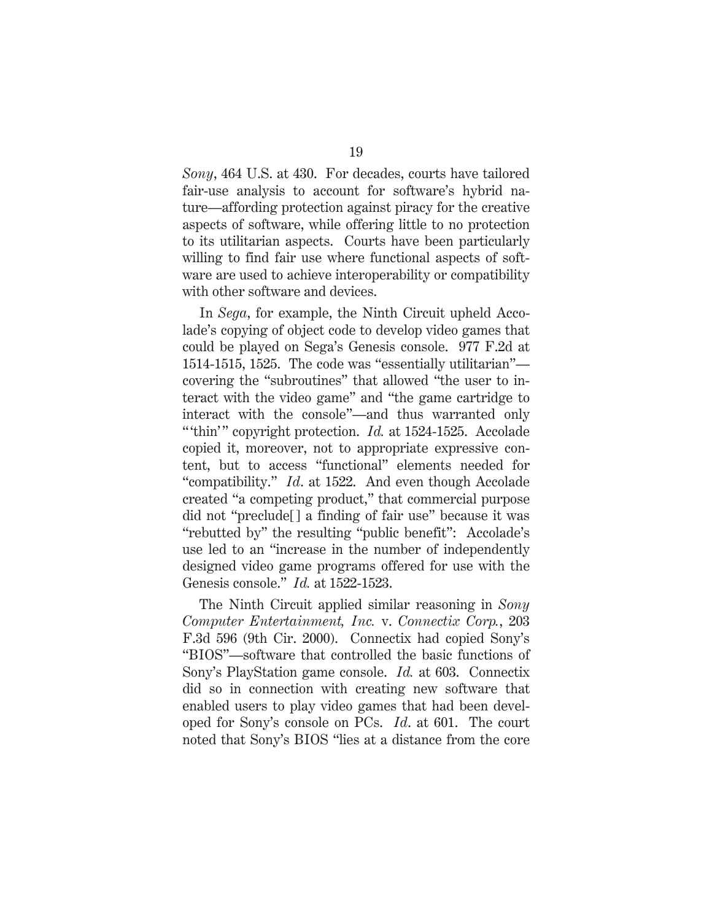*Sony*, 464 U.S. at 430. For decades, courts have tailored fair-use analysis to account for software's hybrid nature—affording protection against piracy for the creative aspects of software, while offering little to no protection to its utilitarian aspects. Courts have been particularly willing to find fair use where functional aspects of software are used to achieve interoperability or compatibility with other software and devices.

In *Sega*, for example, the Ninth Circuit upheld Accolade's copying of object code to develop video games that could be played on Sega's Genesis console. 977 F.2d at 1514-1515, 1525. The code was "essentially utilitarian"—covering the "subroutines" that allowed "the user to interact with the video game" and "the game cartridge to interact with the console"—and thus warranted only "'thin'" copyright protection. *Id.* at 1524-1525. Accolade copied it, moreover, not to appropriate expressive content, but to access "functional" elements needed for "compatibility." *Id*. at 1522. And even though Accolade created "a competing product," that commercial purpose did not "preclude[] a finding of fair use" because it was "rebutted by" the resulting "public benefit": Accolade's use led to an "increase in the number of independently designed video game programs offered for use with the Genesis console." *Id.* at 1522-1523.

The Ninth Circuit applied similar reasoning in *Sony Computer Entertainment, Inc.* v. *Connectix Corp.*, 203 F.3d 596 (9th Cir. 2000). Connectix had copied Sony's "BIOS"—software that controlled the basic functions of Sony's PlayStation game console. *Id.* at 603. Connectix did so in connection with creating new software that enabled users to play video games that had been developed for Sony's console on PCs. *Id*. at 601. The court noted that Sony's BIOS "lies at a distance from the core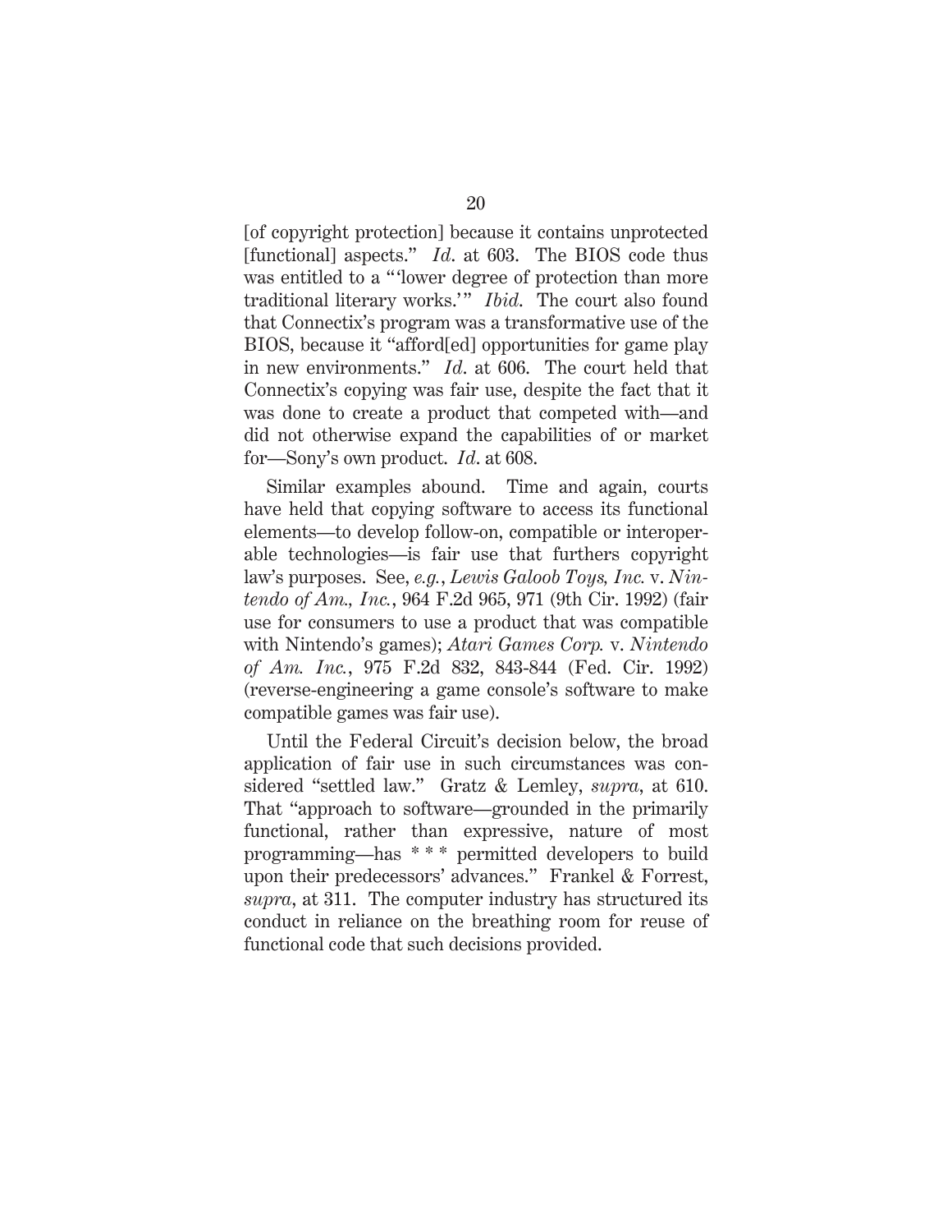[of copyright protection] because it contains unprotected [functional] aspects." *Id.* at 603. The BIOS code thus was entitled to a "'lower degree of protection than more traditional literary works.'" *Ibid.* The court also found that Connectix's program was a transformative use of the BIOS, because it "afford[ed] opportunities for game play in new environments." *Id.* at 606. The court held that Connectix's copying was fair use, despite the fact that it was done to create a product that competed with—and did not otherwise expand the capabilities of or market for—Sony's own product. *Id.* at 608.

Similar examples abound. Time and again, courts have held that copying software to access its functional elements—to develop follow-on, compatible or interoperable technologies—is fair use that furthers copyright law's purposes. See, *e.g.*, *Lewis Galoob Toys, Inc.* v. *Nintendo of Am., Inc.*, 964 F.2d 965, 971 (9th Cir. 1992) (fair use for consumers to use a product that was compatible with Nintendo's games); *Atari Games Corp.* v. *Nintendo of Am. Inc.*, 975 F.2d 832, 843-844 (Fed. Cir. 1992) (reverse-engineering a game console's software to make compatible games was fair use).

Until the Federal Circuit's decision below, the broad application of fair use in such circumstances was considered "settled law." Gratz & Lemley, *supra*, at 610. That "approach to software—grounded in the primarily functional, rather than expressive, nature of most programming—has * * * permitted developers to build upon their predecessors' advances." Frankel & Forrest, *supra*, at 311. The computer industry has structured its conduct in reliance on the breathing room for reuse of functional code that such decisions provided.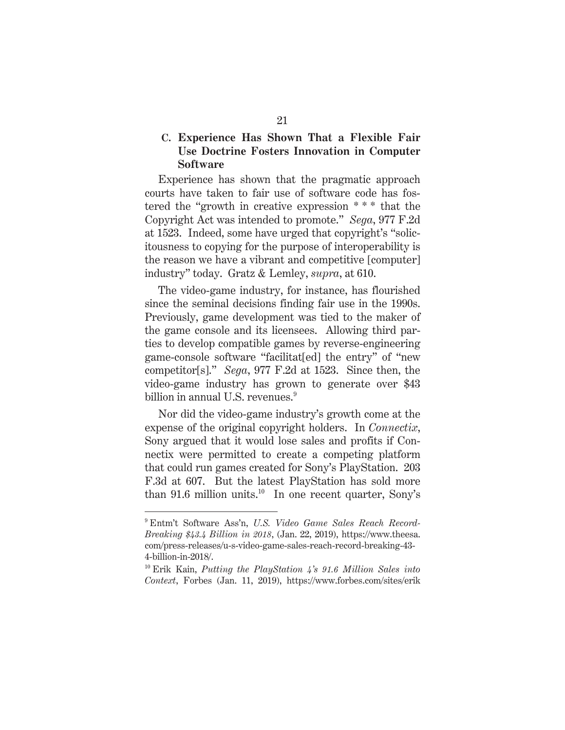### C. Experience Has Shown That a Flexible Fair Use Doctrine Fosters Innovation in Computer Software

Experience has shown that the pragmatic approach courts have taken to fair use of software code has fostered the "growth in creative expression * * * that the Copyright Act was intended to promote." *Sega*, 977 F.2d at 1523. Indeed, some have urged that copyright's "solicitousness to copying for the purpose of interoperability is the reason we have a vibrant and competitive [computer] industry" today. Gratz & Lemley, *supra*, at 610.

The video-game industry, for instance, has flourished since the seminal decisions finding fair use in the 1990s. Previously, game development was tied to the maker of the game console and its licensees. Allowing third parties to develop compatible games by reverse-engineering game-console software "facilitat[ed] the entry" of "new competitor[s]." *Sega*, 977 F.2d at 1523. Since then, the video-game industry has grown to generate over $43 billion in annual U.S. revenues.[9]

Nor did the video-game industry's growth come at the expense of the original copyright holders. In *Connectix*, Sony argued that it would lose sales and profits if Connectix were permitted to create a competing platform that could run games created for Sony's PlayStation. 203 F.3d at 607. But the latest PlayStation has sold more than 91.6 million units.[10] In one recent quarter, Sony's

---

[9] Entm't Software Ass'n, *U.S. Video Game Sales Reach Record-Breaking $43.4 Billion in 2018*, (Jan. 22, 2019), https://www.theesa.com/press-releases/u-s-video-game-sales-reach-record-breaking-43-4-billion-in-2018/.

[10] Erik Kain, *Putting the PlayStation 4's 91.6 Million Sales into Context*, Forbes (Jan. 11, 2019), https://www.forbes.com/sites/erik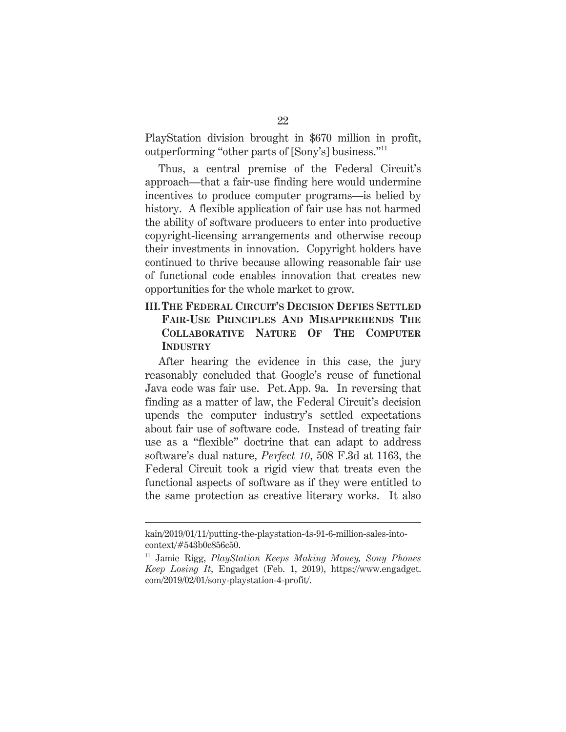PlayStation division brought in $670 million in profit, outperforming "other parts of [Sony's] business."[11]

Thus, a central premise of the Federal Circuit's approach—that a fair-use finding here would undermine incentives to produce computer programs—is belied by history. A flexible application of fair use has not harmed the ability of software producers to enter into productive copyright-licensing arrangements and otherwise recoup their investments in innovation. Copyright holders have continued to thrive because allowing reasonable fair use of functional code enables innovation that creates new opportunities for the whole market to grow.

## III. The Federal Circuit's Decision Defies Settled Fair-Use Principles And Misapprehends The Collaborative Nature Of The Computer Industry

After hearing the evidence in this case, the jury reasonably concluded that Google's reuse of functional Java code was fair use. Pet. App. 9a. In reversing that finding as a matter of law, the Federal Circuit's decision upends the computer industry's settled expectations about fair use of software code. Instead of treating fair use as a "flexible" doctrine that can adapt to address software's dual nature, *Perfect 10*, 508 F.3d at 1163, the Federal Circuit took a rigid view that treats even the functional aspects of software as if they were entitled to the same protection as creative literary works. It also

---

kain/2019/01/11/putting-the-playstation-4s-91-6-million-sales-into-context/#543b0c856c50.

[11] Jamie Rigg, *PlayStation Keeps Making Money, Sony Phones Keep Losing It*, Engadget (Feb. 1, 2019), https://www.engadget.com/2019/02/01/sony-playstation-4-profit/.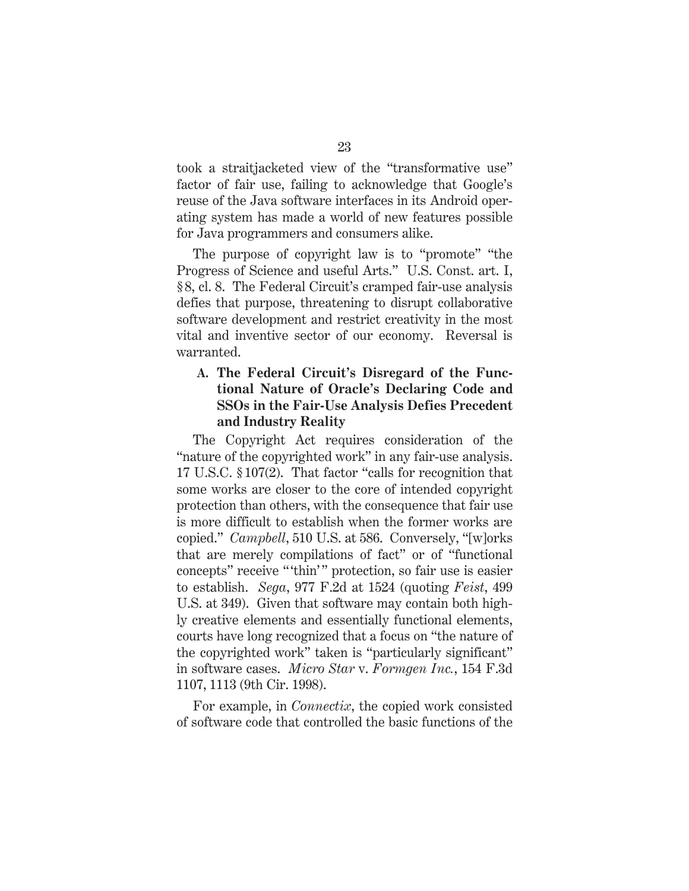took a straitjacketed view of the "transformative use" factor of fair use, failing to acknowledge that Google's reuse of the Java software interfaces in its Android operating system has made a world of new features possible for Java programmers and consumers alike.

The purpose of copyright law is to "promote" "the Progress of Science and useful Arts." U.S. Const. art. I, § 8, cl. 8. The Federal Circuit's cramped fair-use analysis defies that purpose, threatening to disrupt collaborative software development and restrict creativity in the most vital and inventive sector of our economy. Reversal is warranted.

### A. The Federal Circuit's Disregard of the Functional Nature of Oracle's Declaring Code and SSOs in the Fair-Use Analysis Defies Precedent and Industry Reality

The Copyright Act requires consideration of the "nature of the copyrighted work" in any fair-use analysis. 17 U.S.C. § 107(2). That factor "calls for recognition that some works are closer to the core of intended copyright protection than others, with the consequence that fair use is more difficult to establish when the former works are copied." *Campbell*, 510 U.S. at 586. Conversely, "[w]orks that are merely compilations of fact" or of "functional concepts" receive "'thin'" protection, so fair use is easier to establish. *Sega*, 977 F.2d at 1524 (quoting *Feist*, 499 U.S. at 349). Given that software may contain both highly creative elements and essentially functional elements, courts have long recognized that a focus on "the nature of the copyrighted work" taken is "particularly significant" in software cases. *Micro Star* v. *Formgen Inc.*, 154 F.3d 1107, 1113 (9th Cir. 1998).

For example, in *Connectix*, the copied work consisted of software code that controlled the basic functions of the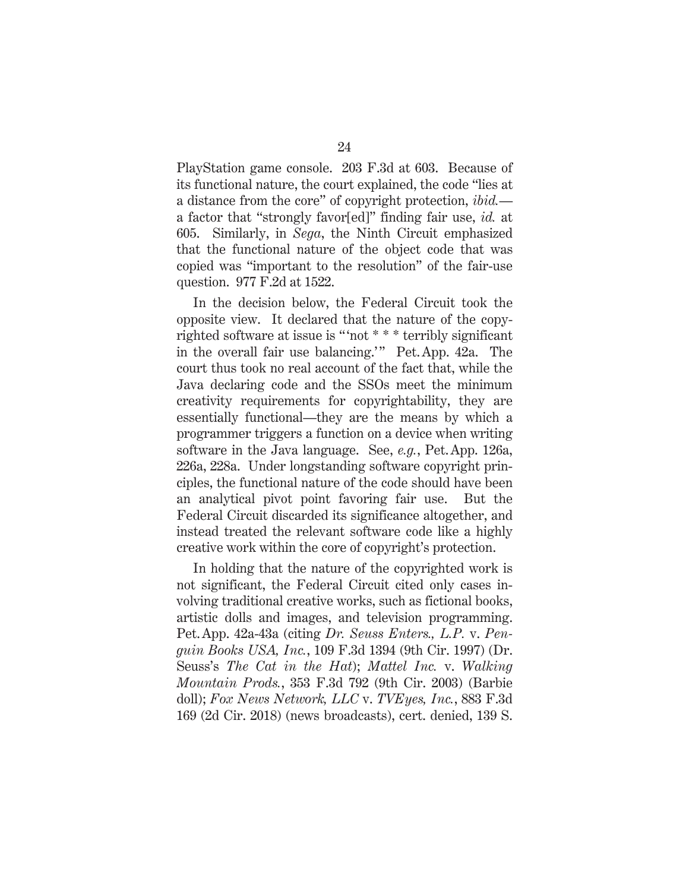PlayStation game console. 203 F.3d at 603. Because of its functional nature, the court explained, the code "lies at a distance from the core" of copyright protection, *ibid.*—a factor that "strongly favor[ed]" finding fair use, *id.* at 605. Similarly, in *Sega*, the Ninth Circuit emphasized that the functional nature of the object code that was copied was "important to the resolution" of the fair-use question. 977 F.2d at 1522.

In the decision below, the Federal Circuit took the opposite view. It declared that the nature of the copyrighted software at issue is "'not * * * terribly significant in the overall fair use balancing.'" Pet. App. 42a. The court thus took no real account of the fact that, while the Java declaring code and the SSOs meet the minimum creativity requirements for copyrightability, they are essentially functional—they are the means by which a programmer triggers a function on a device when writing software in the Java language. See, *e.g.*, Pet. App. 126a, 226a, 228a. Under longstanding software copyright principles, the functional nature of the code should have been an analytical pivot point favoring fair use. But the Federal Circuit discarded its significance altogether, and instead treated the relevant software code like a highly creative work within the core of copyright's protection.

In holding that the nature of the copyrighted work is not significant, the Federal Circuit cited only cases involving traditional creative works, such as fictional books, artistic dolls and images, and television programming. Pet. App. 42a-43a (citing *Dr. Seuss Enters., L.P.* v. *Penguin Books USA, Inc.*, 109 F.3d 1394 (9th Cir. 1997) (Dr. Seuss's *The Cat in the Hat*); *Mattel Inc.* v. *Walking Mountain Prods.*, 353 F.3d 792 (9th Cir. 2003) (Barbie doll); *Fox News Network, LLC* v. *TVEyes, Inc.*, 883 F.3d 169 (2d Cir. 2018) (news broadcasts), cert. denied, 139 S.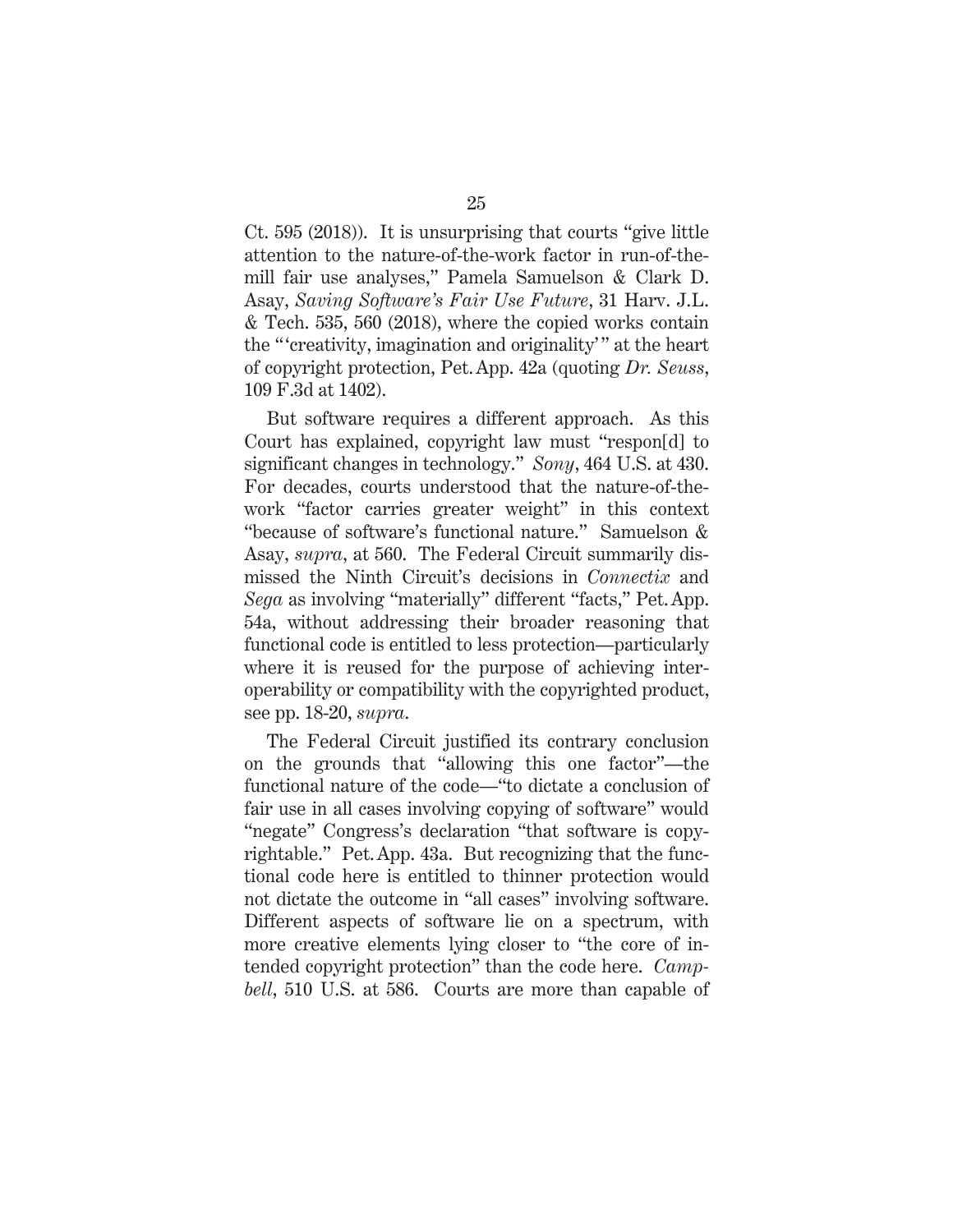Ct. 595 (2018)). It is unsurprising that courts "give little attention to the nature-of-the-work factor in run-of-the-mill fair use analyses," Pamela Samuelson & Clark D. Asay, *Saving Software's Fair Use Future*, 31 Harv. J.L. & Tech. 535, 560 (2018), where the copied works contain the "'creativity, imagination and originality'" at the heart of copyright protection, Pet. App. 42a (quoting *Dr. Seuss*, 109 F.3d at 1402).

But software requires a different approach. As this Court has explained, copyright law must "respon[d] to significant changes in technology." *Sony*, 464 U.S. at 430. For decades, courts understood that the nature-of-the-work "factor carries greater weight" in this context "because of software's functional nature." Samuelson & Asay, *supra*, at 560. The Federal Circuit summarily dismissed the Ninth Circuit's decisions in *Connectix* and *Sega* as involving "materially" different "facts," Pet. App. 54a, without addressing their broader reasoning that functional code is entitled to less protection—particularly where it is reused for the purpose of achieving interoperability or compatibility with the copyrighted product, see pp. 18-20, *supra*.

The Federal Circuit justified its contrary conclusion on the grounds that "allowing this one factor"—the functional nature of the code—"to dictate a conclusion of fair use in all cases involving copying of software" would "negate" Congress's declaration "that software is copyrightable." Pet. App. 43a. But recognizing that the functional code here is entitled to thinner protection would not dictate the outcome in "all cases" involving software. Different aspects of software lie on a spectrum, with more creative elements lying closer to "the core of intended copyright protection" than the code here. *Campbell*, 510 U.S. at 586. Courts are more than capable of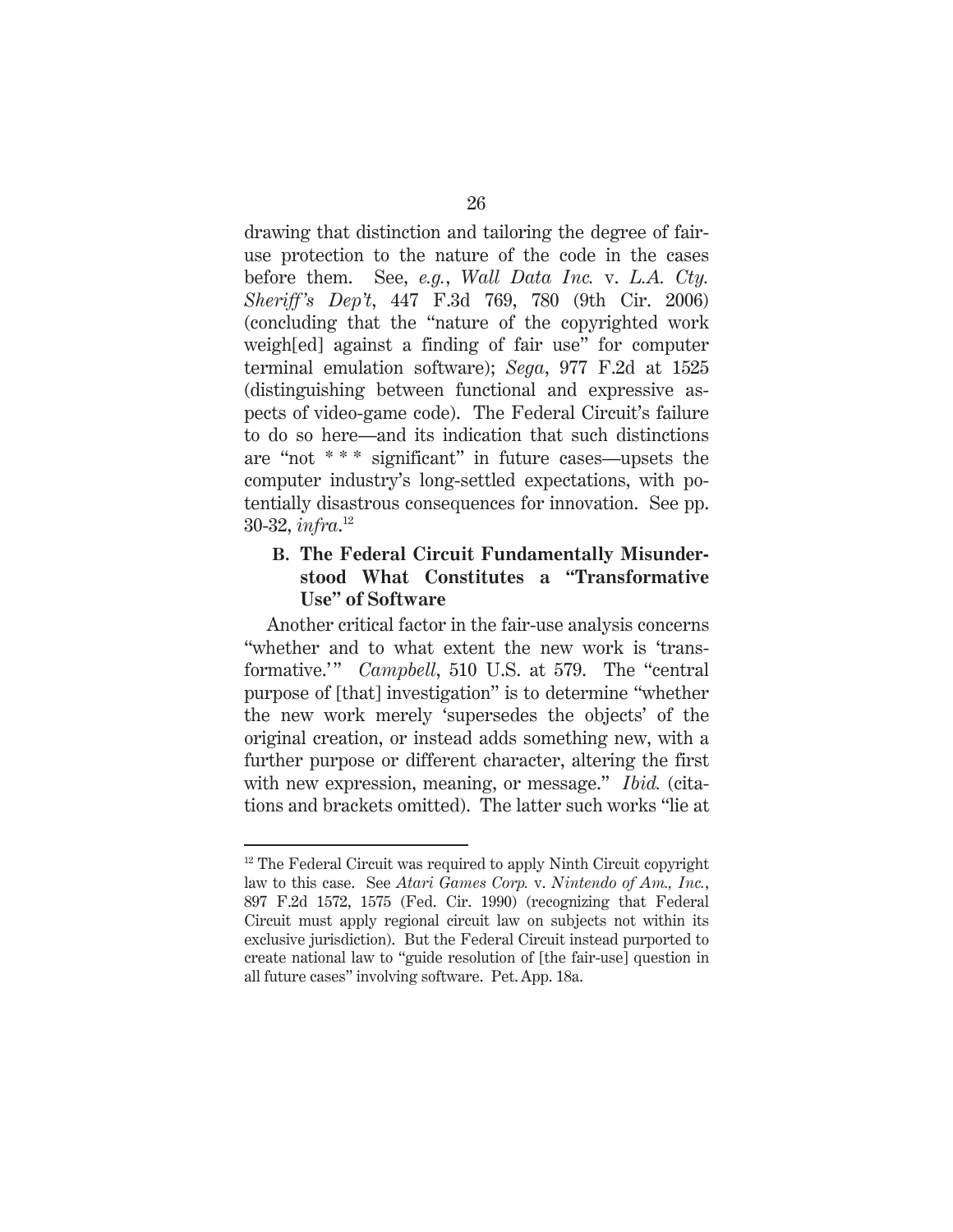drawing that distinction and tailoring the degree of fair-use protection to the nature of the code in the cases before them. See, *e.g.*, *Wall Data Inc.* v. *L.A. Cty. Sheriff's Dep't*, 447 F.3d 769, 780 (9th Cir. 2006) (concluding that the "nature of the copyrighted work weigh[ed] against a finding of fair use" for computer terminal emulation software); *Sega*, 977 F.2d at 1525 (distinguishing between functional and expressive aspects of video-game code). The Federal Circuit's failure to do so here—and its indication that such distinctions are "not * * * significant" in future cases—upsets the computer industry's long-settled expectations, with potentially disastrous consequences for innovation. See pp. 30-32, *infra*.[12]

### B. The Federal Circuit Fundamentally Misunderstood What Constitutes a "Transformative Use" of Software

Another critical factor in the fair-use analysis concerns "whether and to what extent the new work is 'transformative.'" *Campbell*, 510 U.S. at 579. The "central purpose of [that] investigation" is to determine "whether the new work merely 'supersedes the objects' of the original creation, or instead adds something new, with a further purpose or different character, altering the first with new expression, meaning, or message." *Ibid.* (citations and brackets omitted). The latter such works "lie at

---

[12] The Federal Circuit was required to apply Ninth Circuit copyright law to this case. See *Atari Games Corp.* v. *Nintendo of Am., Inc.*, 897 F.2d 1572, 1575 (Fed. Cir. 1990) (recognizing that Federal Circuit must apply regional circuit law on subjects not within its exclusive jurisdiction). But the Federal Circuit instead purported to create national law to "guide resolution of [the fair-use] question in all future cases" involving software. Pet. App. 18a.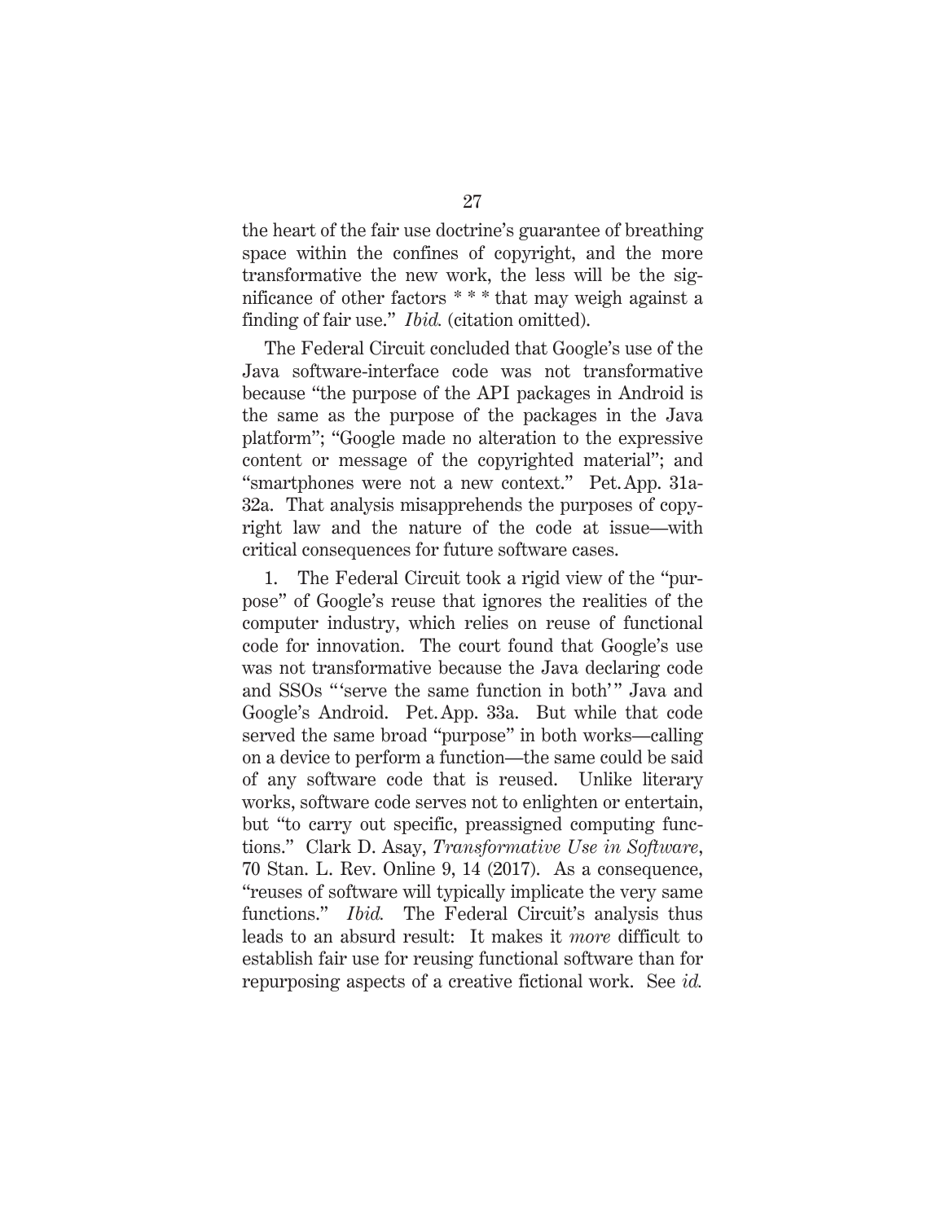the heart of the fair use doctrine's guarantee of breathing space within the confines of copyright, and the more transformative the new work, the less will be the significance of other factors * * * that may weigh against a finding of fair use." *Ibid.* (citation omitted).

The Federal Circuit concluded that Google's use of the Java software-interface code was not transformative because "the purpose of the API packages in Android is the same as the purpose of the packages in the Java platform"; "Google made no alteration to the expressive content or message of the copyrighted material"; and "smartphones were not a new context." Pet. App. 31a-32a. That analysis misapprehends the purposes of copyright law and the nature of the code at issue—with critical consequences for future software cases.

1. The Federal Circuit took a rigid view of the "purpose" of Google's reuse that ignores the realities of the computer industry, which relies on reuse of functional code for innovation. The court found that Google's use was not transformative because the Java declaring code and SSOs "'serve the same function in both'" Java and Google's Android. Pet. App. 33a. But while that code served the same broad "purpose" in both works—calling on a device to perform a function—the same could be said of any software code that is reused. Unlike literary works, software code serves not to enlighten or entertain, but "to carry out specific, preassigned computing functions." Clark D. Asay, *Transformative Use in Software*, 70 Stan. L. Rev. Online 9, 14 (2017). As a consequence, "reuses of software will typically implicate the very same functions." *Ibid.* The Federal Circuit's analysis thus leads to an absurd result: It makes it *more* difficult to establish fair use for reusing functional software than for repurposing aspects of a creative fictional work. See *id.*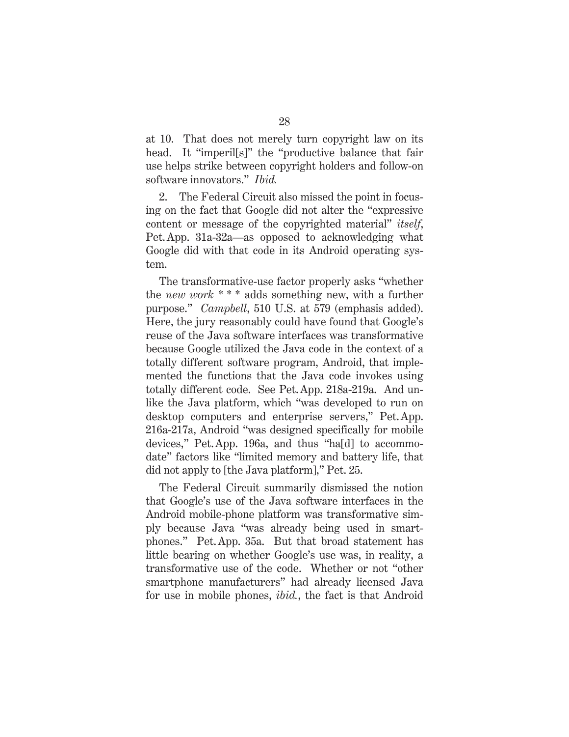at 10. That does not merely turn copyright law on its head. It "imperil[s]" the "productive balance that fair use helps strike between copyright holders and follow-on software innovators." *Ibid.*

2. The Federal Circuit also missed the point in focusing on the fact that Google did not alter the "expressive content or message of the copyrighted material" *itself*, Pet. App. 31a-32a—as opposed to acknowledging what Google did with that code in its Android operating system.

The transformative-use factor properly asks "whether the *new work* * * * adds something new, with a further purpose." *Campbell*, 510 U.S. at 579 (emphasis added). Here, the jury reasonably could have found that Google's reuse of the Java software interfaces was transformative because Google utilized the Java code in the context of a totally different software program, Android, that implemented the functions that the Java code invokes using totally different code. See Pet. App. 218a-219a. And unlike the Java platform, which "was developed to run on desktop computers and enterprise servers," Pet. App. 216a-217a, Android "was designed specifically for mobile devices," Pet. App. 196a, and thus "ha[d] to accommodate" factors like "limited memory and battery life, that did not apply to [the Java platform]," Pet. 25.

The Federal Circuit summarily dismissed the notion that Google's use of the Java software interfaces in the Android mobile-phone platform was transformative simply because Java "was already being used in smartphones." Pet. App. 35a. But that broad statement has little bearing on whether Google's use was, in reality, a transformative use of the code. Whether or not "other smartphone manufacturers" had already licensed Java for use in mobile phones, *ibid.*, the fact is that Android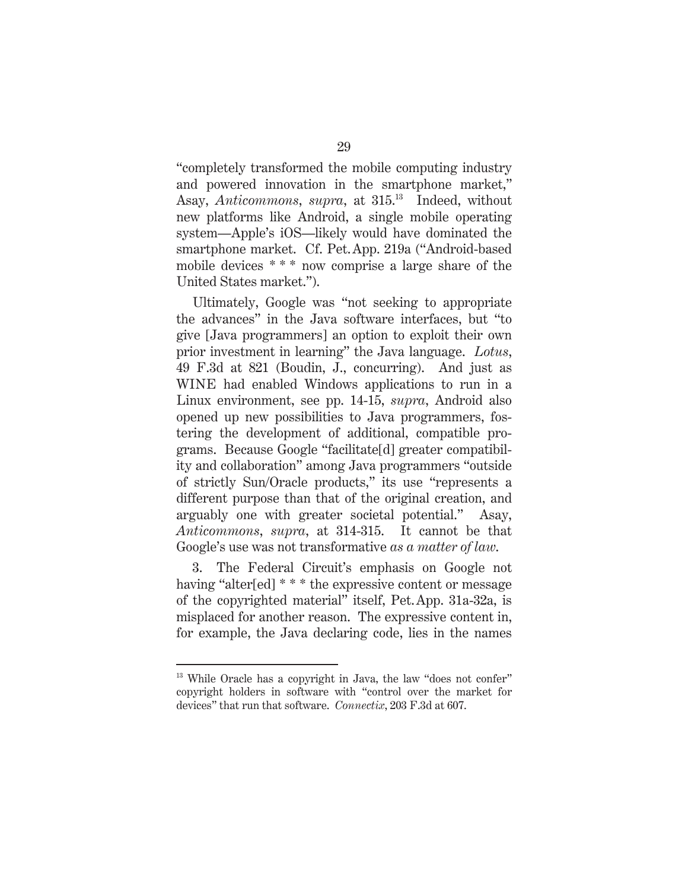"completely transformed the mobile computing industry and powered innovation in the smartphone market," Asay, *Anticommons*, *supra*, at 315.[13] Indeed, without new platforms like Android, a single mobile operating system—Apple's iOS—likely would have dominated the smartphone market. Cf. Pet. App. 219a ("Android-based mobile devices * * * now comprise a large share of the United States market.").

Ultimately, Google was "not seeking to appropriate the advances" in the Java software interfaces, but "to give [Java programmers] an option to exploit their own prior investment in learning" the Java language. *Lotus*, 49 F.3d at 821 (Boudin, J., concurring). And just as WINE had enabled Windows applications to run in a Linux environment, see pp. 14-15, *supra*, Android also opened up new possibilities to Java programmers, fostering the development of additional, compatible programs. Because Google "facilitate[d] greater compatibility and collaboration" among Java programmers "outside of strictly Sun/Oracle products," its use "represents a different purpose than that of the original creation, and arguably one with greater societal potential." Asay, *Anticommons*, *supra*, at 314-315. It cannot be that Google's use was not transformative *as a matter of law*.

3. The Federal Circuit's emphasis on Google not having "alter[ed] * * * the expressive content or message of the copyrighted material" itself, Pet. App. 31a-32a, is misplaced for another reason. The expressive content in, for example, the Java declaring code, lies in the names

---

[13] While Oracle has a copyright in Java, the law "does not confer" copyright holders in software with "control over the market for devices" that run that software. *Connectix*, 203 F.3d at 607.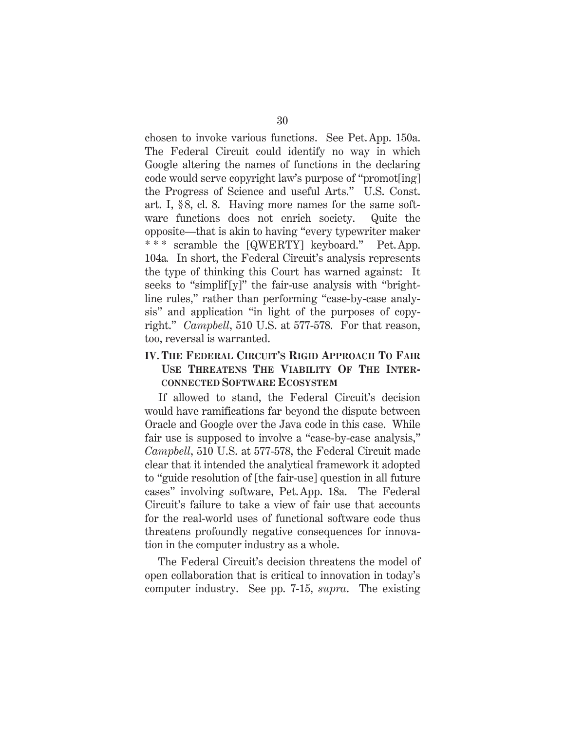chosen to invoke various functions. See Pet. App. 150a. The Federal Circuit could identify no way in which Google altering the names of functions in the declaring code would serve copyright law's purpose of "promot[ing] the Progress of Science and useful Arts." U.S. Const. art. I, § 8, cl. 8. Having more names for the same software functions does not enrich society. Quite the opposite—that is akin to having "every typewriter maker * * * scramble the [QWERTY] keyboard." Pet. App. 104a. In short, the Federal Circuit's analysis represents the type of thinking this Court has warned against: It seeks to "simplif[y]" the fair-use analysis with "bright-line rules," rather than performing "case-by-case analysis" and application "in light of the purposes of copyright." *Campbell*, 510 U.S. at 577-578. For that reason, too, reversal is warranted.

## IV. THE FEDERAL CIRCUIT'S RIGID APPROACH TO FAIR USE THREATENS THE VIABILITY OF THE INTERCONNECTED SOFTWARE ECOSYSTEM

If allowed to stand, the Federal Circuit's decision would have ramifications far beyond the dispute between Oracle and Google over the Java code in this case. While fair use is supposed to involve a "case-by-case analysis," *Campbell*, 510 U.S. at 577-578, the Federal Circuit made clear that it intended the analytical framework it adopted to "guide resolution of [the fair-use] question in all future cases" involving software, Pet. App. 18a. The Federal Circuit's failure to take a view of fair use that accounts for the real-world uses of functional software code thus threatens profoundly negative consequences for innovation in the computer industry as a whole.

The Federal Circuit's decision threatens the model of open collaboration that is critical to innovation in today's computer industry. See pp. 7-15, *supra*. The existing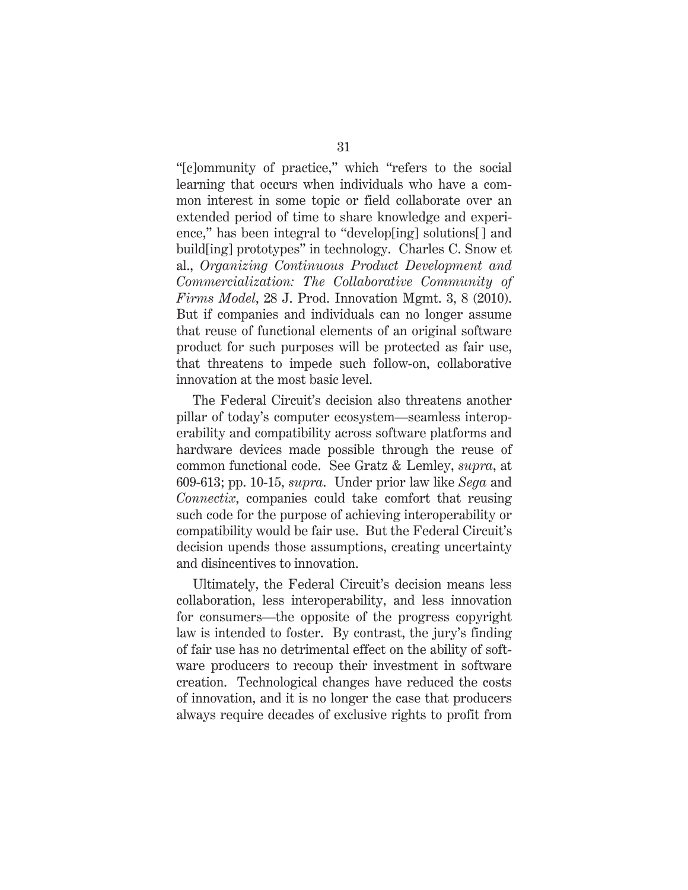"[c]ommunity of practice," which "refers to the social learning that occurs when individuals who have a common interest in some topic or field collaborate over an extended period of time to share knowledge and experience," has been integral to "develop[ing] solutions[ ] and build[ing] prototypes" in technology. Charles C. Snow et al., *Organizing Continuous Product Development and Commercialization: The Collaborative Community of Firms Model*, 28 J. Prod. Innovation Mgmt. 3, 8 (2010). But if companies and individuals can no longer assume that reuse of functional elements of an original software product for such purposes will be protected as fair use, that threatens to impede such follow-on, collaborative innovation at the most basic level.

The Federal Circuit's decision also threatens another pillar of today's computer ecosystem—seamless interoperability and compatibility across software platforms and hardware devices made possible through the reuse of common functional code. See Gratz & Lemley, *supra*, at 609-613; pp. 10-15, *supra*. Under prior law like *Sega* and *Connectix*, companies could take comfort that reusing such code for the purpose of achieving interoperability or compatibility would be fair use. But the Federal Circuit's decision upends those assumptions, creating uncertainty and disincentives to innovation.

Ultimately, the Federal Circuit's decision means less collaboration, less interoperability, and less innovation for consumers—the opposite of the progress copyright law is intended to foster. By contrast, the jury's finding of fair use has no detrimental effect on the ability of software producers to recoup their investment in software creation. Technological changes have reduced the costs of innovation, and it is no longer the case that producers always require decades of exclusive rights to profit from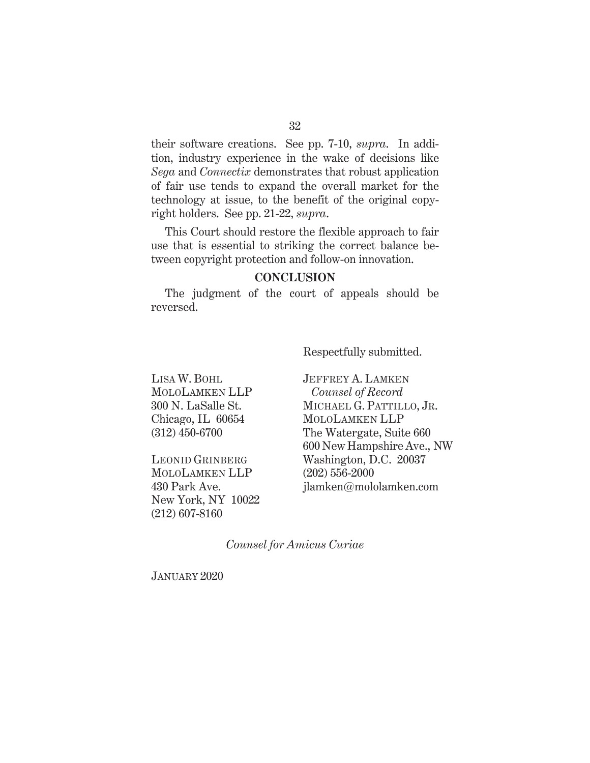their software creations. See pp. 7-10, *supra*. In addition, industry experience in the wake of decisions like *Sega* and *Connectix* demonstrates that robust application of fair use tends to expand the overall market for the technology at issue, to the benefit of the original copyright holders. See pp. 21-22, *supra*.

This Court should restore the flexible approach to fair use that is essential to striking the correct balance between copyright protection and follow-on innovation.

## CONCLUSION

The judgment of the court of appeals should be reversed.

Respectfully submitted.

JEFFREY A. LAMKEN
*Counsel of Record*
MICHAEL G. PATTILLO, JR.
MOLOLAMKEN LLP
The Watergate, Suite 660
600 New Hampshire Ave., NW
Washington, D.C. 20037
(202) 556-2000
jlamken@mololamken.com

LISA W. BOHL
MOLOLAMKEN LLP
300 N. LaSalle St.
Chicago, IL 60654
(312) 450-6700

LEONID GRINBERG
MOLOLAMKEN LLP
430 Park Ave.
New York, NY 10022
(212) 607-8160

*Counsel for Amicus Curiae*

JANUARY 2020